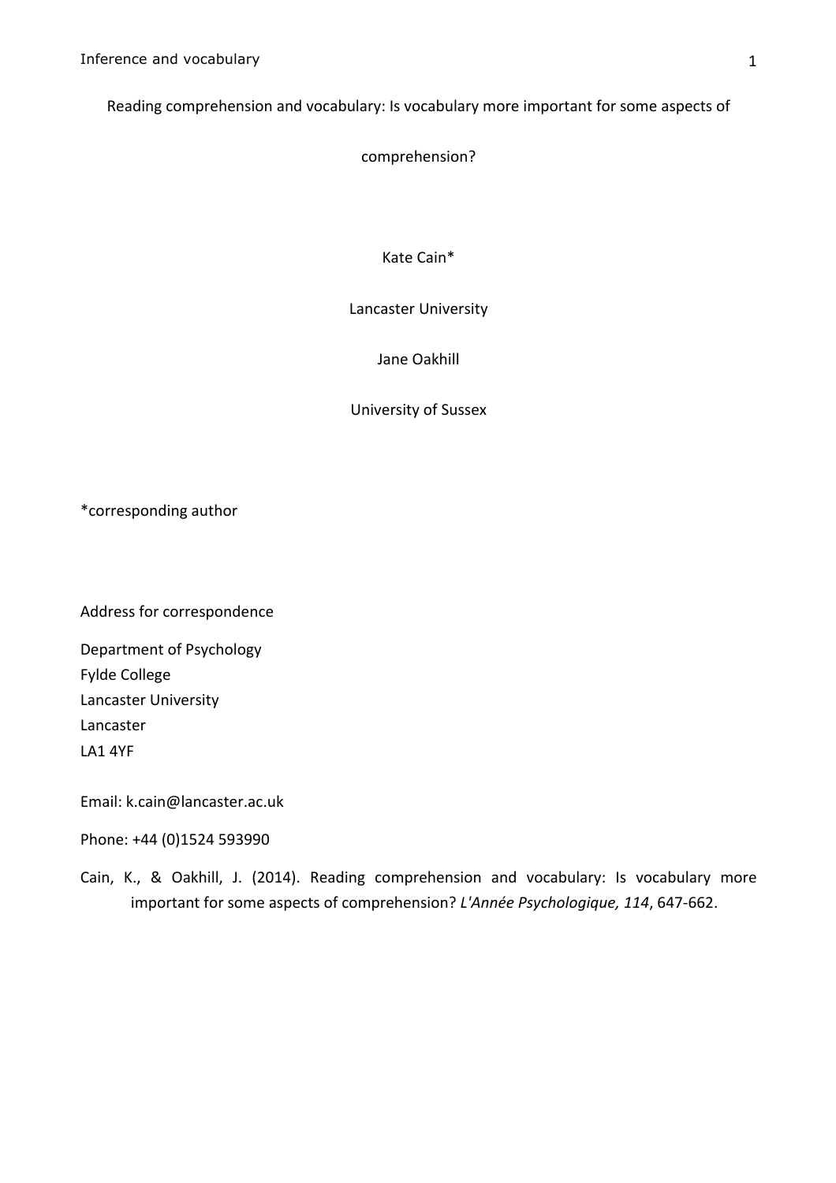# Reading comprehension and vocabulary: Is vocabulary more important for some aspects of comprehension?

Kate Cain*

Lancaster University

Jane Oakhill

University of Sussex

*corresponding author

Address for correspondence

Department of Psychology
Fylde College
Lancaster University
Lancaster
LA1 4YF

Email: k.cain@lancaster.ac.uk

Phone: +44 (0)1524 593990

Cain, K., & Oakhill, J. (2014). Reading comprehension and vocabulary: Is vocabulary more important for some aspects of comprehension? *L'Année Psychologique, 114*, 647-662.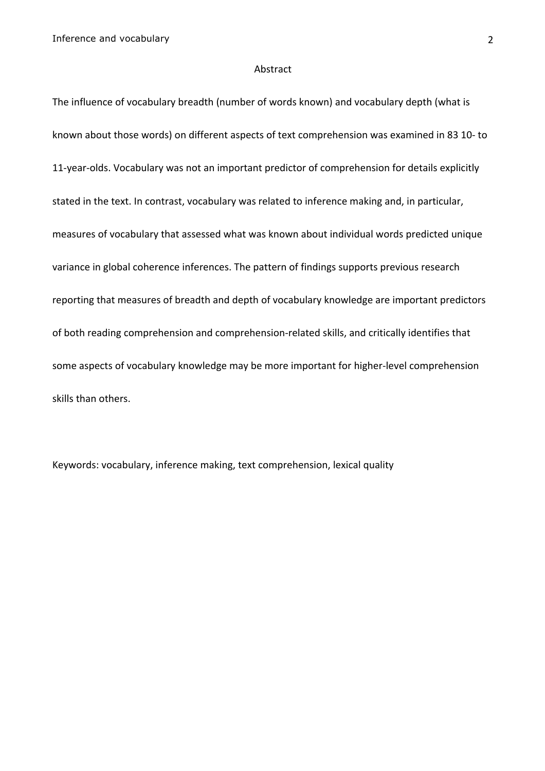## Abstract

The influence of vocabulary breadth (number of words known) and vocabulary depth (what is known about those words) on different aspects of text comprehension was examined in 83 10- to 11-year-olds. Vocabulary was not an important predictor of comprehension for details explicitly stated in the text. In contrast, vocabulary was related to inference making and, in particular, measures of vocabulary that assessed what was known about individual words predicted unique variance in global coherence inferences. The pattern of findings supports previous research reporting that measures of breadth and depth of vocabulary knowledge are important predictors of both reading comprehension and comprehension-related skills, and critically identifies that some aspects of vocabulary knowledge may be more important for higher-level comprehension skills than others.

Keywords: vocabulary, inference making, text comprehension, lexical quality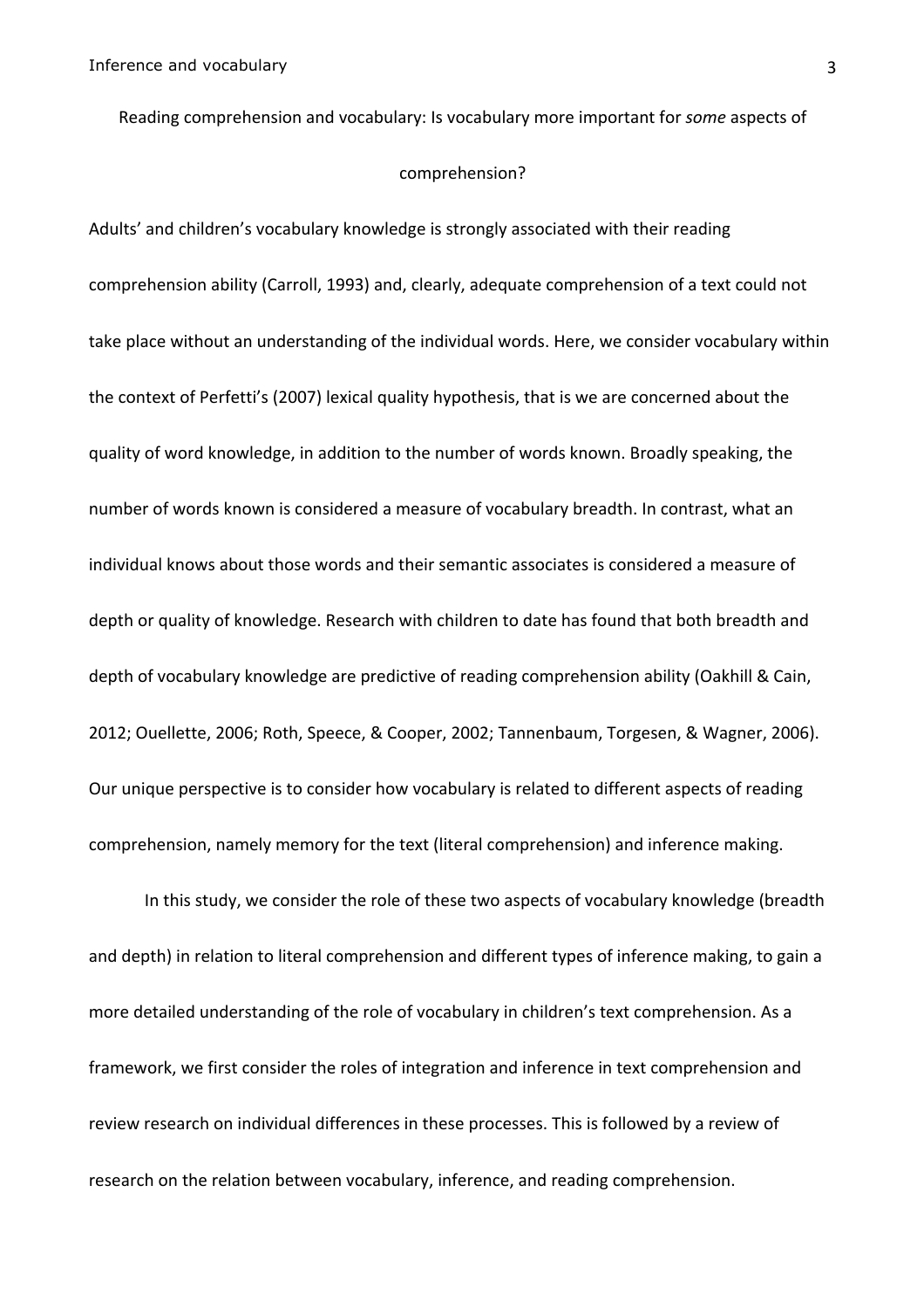# Reading comprehension and vocabulary: Is vocabulary more important for *some* aspects of comprehension?

Adults' and children's vocabulary knowledge is strongly associated with their reading comprehension ability (Carroll, 1993) and, clearly, adequate comprehension of a text could not take place without an understanding of the individual words. Here, we consider vocabulary within the context of Perfetti's (2007) lexical quality hypothesis, that is we are concerned about the quality of word knowledge, in addition to the number of words known. Broadly speaking, the number of words known is considered a measure of vocabulary breadth. In contrast, what an individual knows about those words and their semantic associates is considered a measure of depth or quality of knowledge. Research with children to date has found that both breadth and depth of vocabulary knowledge are predictive of reading comprehension ability (Oakhill & Cain, 2012; Ouellette, 2006; Roth, Speece, & Cooper, 2002; Tannenbaum, Torgesen, & Wagner, 2006). Our unique perspective is to consider how vocabulary is related to different aspects of reading comprehension, namely memory for the text (literal comprehension) and inference making.

In this study, we consider the role of these two aspects of vocabulary knowledge (breadth and depth) in relation to literal comprehension and different types of inference making, to gain a more detailed understanding of the role of vocabulary in children's text comprehension. As a framework, we first consider the roles of integration and inference in text comprehension and review research on individual differences in these processes. This is followed by a review of research on the relation between vocabulary, inference, and reading comprehension.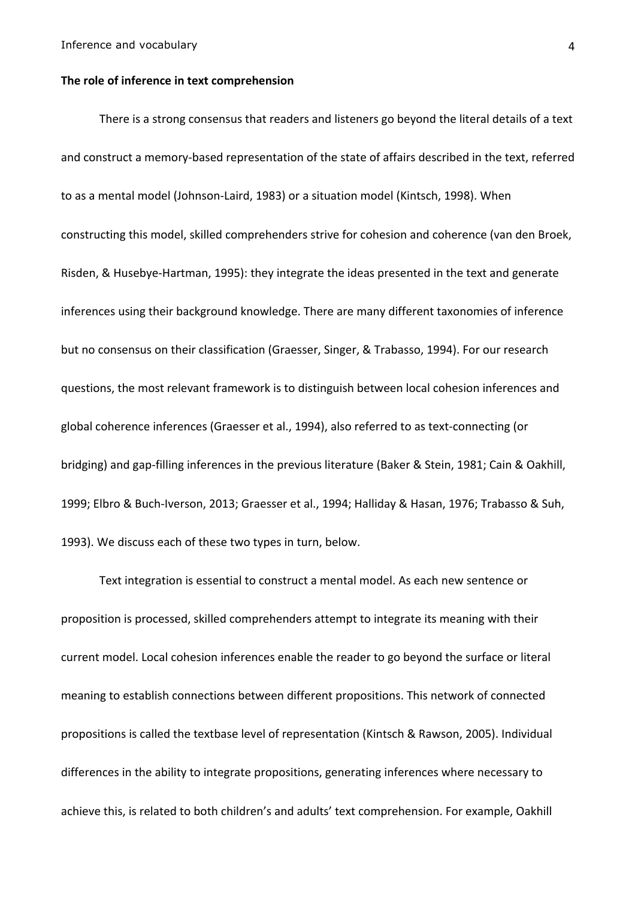**The role of inference in text comprehension**

There is a strong consensus that readers and listeners go beyond the literal details of a text and construct a memory-based representation of the state of affairs described in the text, referred to as a mental model (Johnson-Laird, 1983) or a situation model (Kintsch, 1998). When constructing this model, skilled comprehenders strive for cohesion and coherence (van den Broek, Risden, & Husebye-Hartman, 1995): they integrate the ideas presented in the text and generate inferences using their background knowledge. There are many different taxonomies of inference but no consensus on their classification (Graesser, Singer, & Trabasso, 1994). For our research questions, the most relevant framework is to distinguish between local cohesion inferences and global coherence inferences (Graesser et al., 1994), also referred to as text-connecting (or bridging) and gap-filling inferences in the previous literature (Baker & Stein, 1981; Cain & Oakhill, 1999; Elbro & Buch-Iverson, 2013; Graesser et al., 1994; Halliday & Hasan, 1976; Trabasso & Suh, 1993). We discuss each of these two types in turn, below.

Text integration is essential to construct a mental model. As each new sentence or proposition is processed, skilled comprehenders attempt to integrate its meaning with their current model. Local cohesion inferences enable the reader to go beyond the surface or literal meaning to establish connections between different propositions. This network of connected propositions is called the textbase level of representation (Kintsch & Rawson, 2005). Individual differences in the ability to integrate propositions, generating inferences where necessary to achieve this, is related to both children's and adults' text comprehension. For example, Oakhill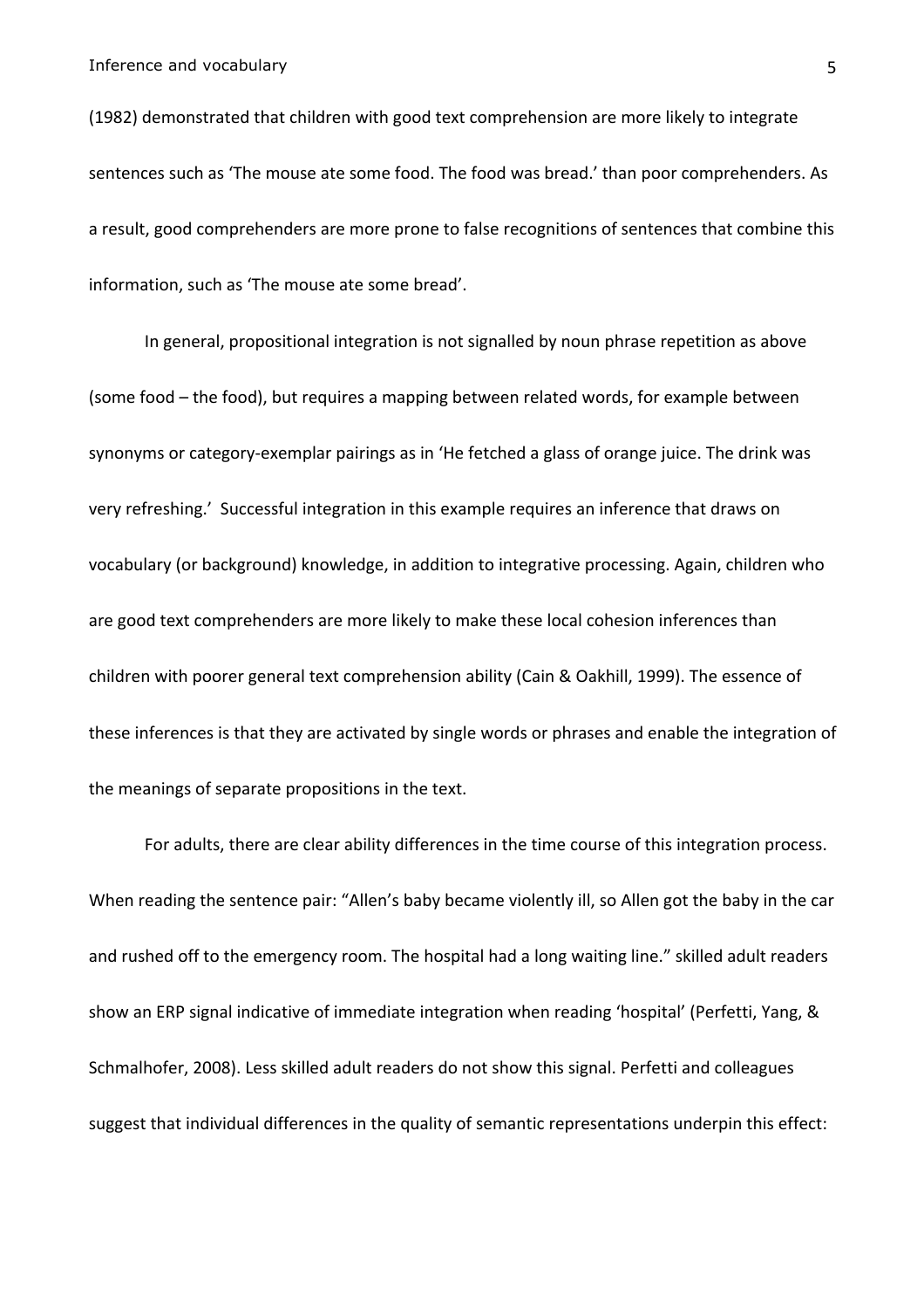(1982) demonstrated that children with good text comprehension are more likely to integrate sentences such as 'The mouse ate some food. The food was bread.' than poor comprehenders. As a result, good comprehenders are more prone to false recognitions of sentences that combine this information, such as 'The mouse ate some bread'.

In general, propositional integration is not signalled by noun phrase repetition as above (some food – the food), but requires a mapping between related words, for example between synonyms or category-exemplar pairings as in 'He fetched a glass of orange juice. The drink was very refreshing.' Successful integration in this example requires an inference that draws on vocabulary (or background) knowledge, in addition to integrative processing. Again, children who are good text comprehenders are more likely to make these local cohesion inferences than children with poorer general text comprehension ability (Cain & Oakhill, 1999). The essence of these inferences is that they are activated by single words or phrases and enable the integration of the meanings of separate propositions in the text.

For adults, there are clear ability differences in the time course of this integration process. When reading the sentence pair: "Allen's baby became violently ill, so Allen got the baby in the car and rushed off to the emergency room. The hospital had a long waiting line." skilled adult readers show an ERP signal indicative of immediate integration when reading 'hospital' (Perfetti, Yang, & Schmalhofer, 2008). Less skilled adult readers do not show this signal. Perfetti and colleagues suggest that individual differences in the quality of semantic representations underpin this effect: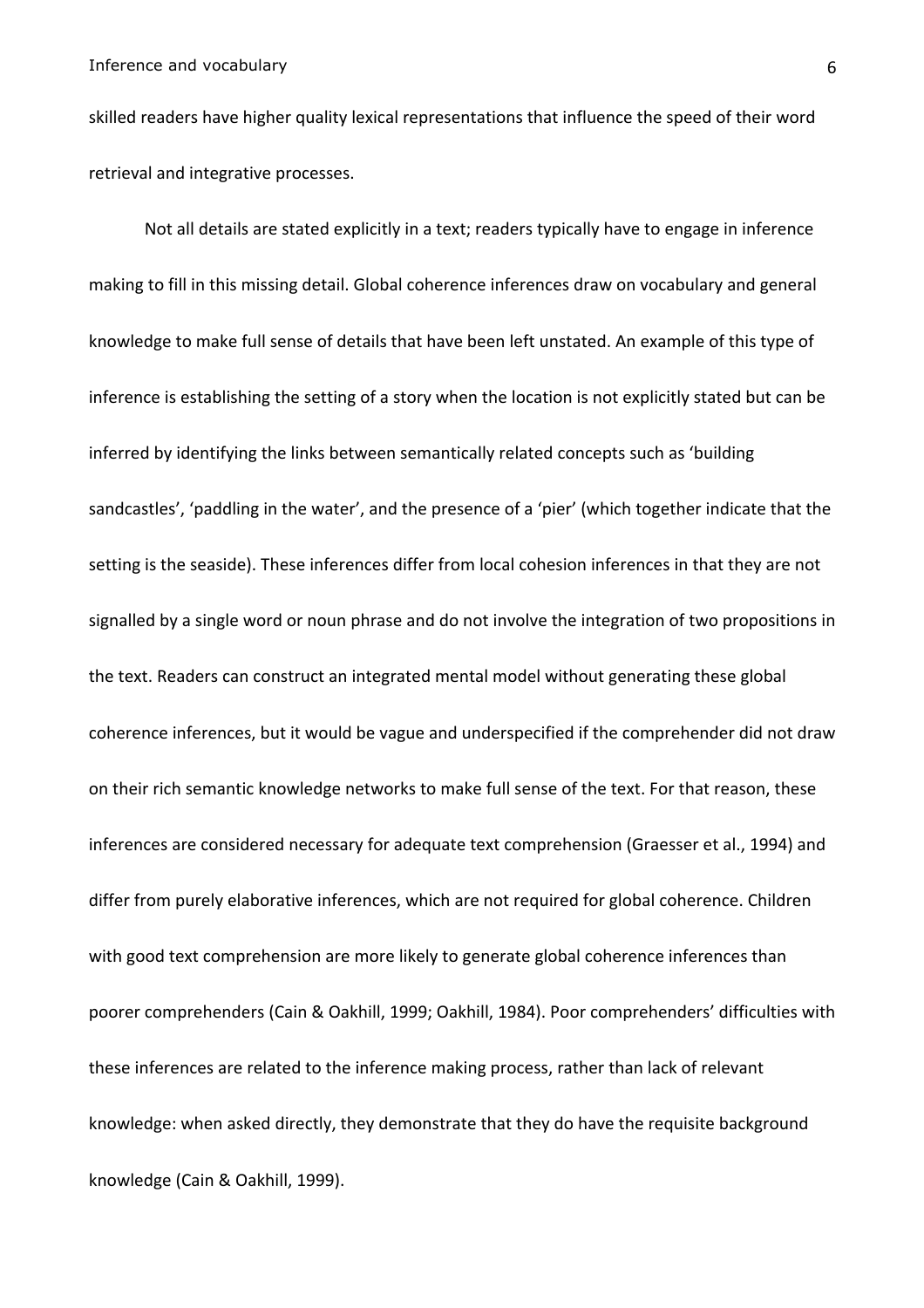skilled readers have higher quality lexical representations that influence the speed of their word retrieval and integrative processes.

Not all details are stated explicitly in a text; readers typically have to engage in inference making to fill in this missing detail. Global coherence inferences draw on vocabulary and general knowledge to make full sense of details that have been left unstated. An example of this type of inference is establishing the setting of a story when the location is not explicitly stated but can be inferred by identifying the links between semantically related concepts such as 'building sandcastles', 'paddling in the water', and the presence of a 'pier' (which together indicate that the setting is the seaside). These inferences differ from local cohesion inferences in that they are not signalled by a single word or noun phrase and do not involve the integration of two propositions in the text. Readers can construct an integrated mental model without generating these global coherence inferences, but it would be vague and underspecified if the comprehender did not draw on their rich semantic knowledge networks to make full sense of the text. For that reason, these inferences are considered necessary for adequate text comprehension (Graesser et al., 1994) and differ from purely elaborative inferences, which are not required for global coherence. Children with good text comprehension are more likely to generate global coherence inferences than poorer comprehenders (Cain & Oakhill, 1999; Oakhill, 1984). Poor comprehenders' difficulties with these inferences are related to the inference making process, rather than lack of relevant knowledge: when asked directly, they demonstrate that they do have the requisite background knowledge (Cain & Oakhill, 1999).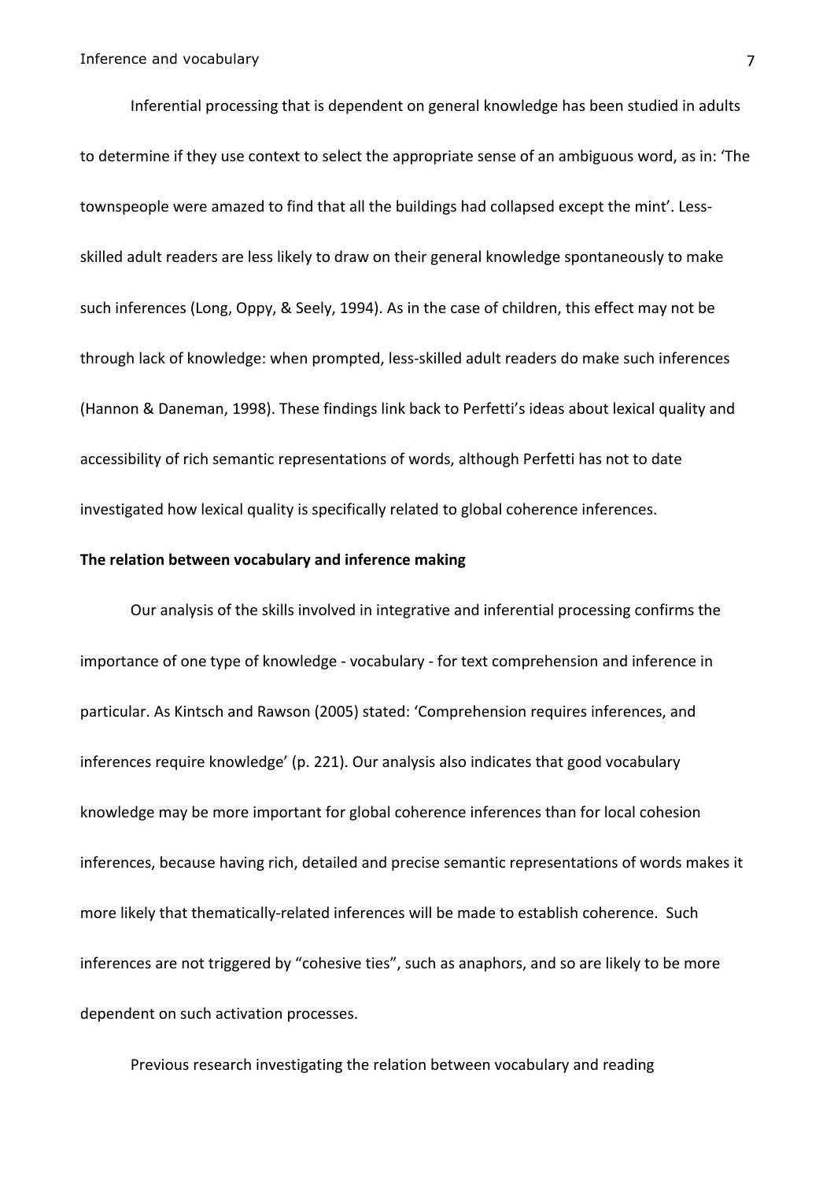Inferential processing that is dependent on general knowledge has been studied in adults to determine if they use context to select the appropriate sense of an ambiguous word, as in: 'The townspeople were amazed to find that all the buildings had collapsed except the mint'. Less-skilled adult readers are less likely to draw on their general knowledge spontaneously to make such inferences (Long, Oppy, & Seely, 1994). As in the case of children, this effect may not be through lack of knowledge: when prompted, less-skilled adult readers do make such inferences (Hannon & Daneman, 1998). These findings link back to Perfetti's ideas about lexical quality and accessibility of rich semantic representations of words, although Perfetti has not to date investigated how lexical quality is specifically related to global coherence inferences.

**The relation between vocabulary and inference making**

Our analysis of the skills involved in integrative and inferential processing confirms the importance of one type of knowledge - vocabulary - for text comprehension and inference in particular. As Kintsch and Rawson (2005) stated: 'Comprehension requires inferences, and inferences require knowledge' (p. 221). Our analysis also indicates that good vocabulary knowledge may be more important for global coherence inferences than for local cohesion inferences, because having rich, detailed and precise semantic representations of words makes it more likely that thematically-related inferences will be made to establish coherence. Such inferences are not triggered by "cohesive ties", such as anaphors, and so are likely to be more dependent on such activation processes.

Previous research investigating the relation between vocabulary and reading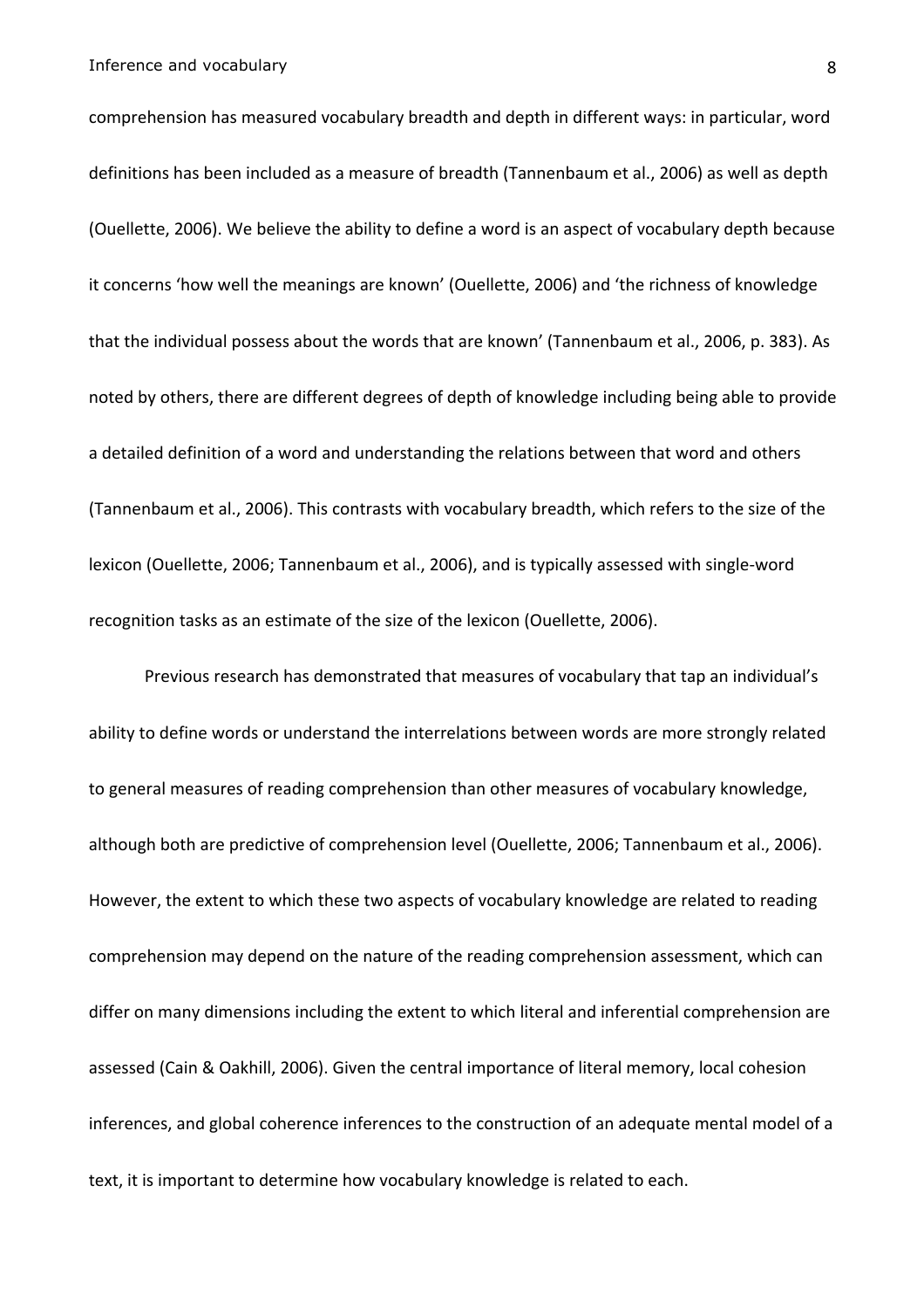comprehension has measured vocabulary breadth and depth in different ways: in particular, word definitions has been included as a measure of breadth (Tannenbaum et al., 2006) as well as depth (Ouellette, 2006). We believe the ability to define a word is an aspect of vocabulary depth because it concerns 'how well the meanings are known' (Ouellette, 2006) and 'the richness of knowledge that the individual possess about the words that are known' (Tannenbaum et al., 2006, p. 383). As noted by others, there are different degrees of depth of knowledge including being able to provide a detailed definition of a word and understanding the relations between that word and others (Tannenbaum et al., 2006). This contrasts with vocabulary breadth, which refers to the size of the lexicon (Ouellette, 2006; Tannenbaum et al., 2006), and is typically assessed with single-word recognition tasks as an estimate of the size of the lexicon (Ouellette, 2006).

Previous research has demonstrated that measures of vocabulary that tap an individual's ability to define words or understand the interrelations between words are more strongly related to general measures of reading comprehension than other measures of vocabulary knowledge, although both are predictive of comprehension level (Ouellette, 2006; Tannenbaum et al., 2006). However, the extent to which these two aspects of vocabulary knowledge are related to reading comprehension may depend on the nature of the reading comprehension assessment, which can differ on many dimensions including the extent to which literal and inferential comprehension are assessed (Cain & Oakhill, 2006). Given the central importance of literal memory, local cohesion inferences, and global coherence inferences to the construction of an adequate mental model of a text, it is important to determine how vocabulary knowledge is related to each.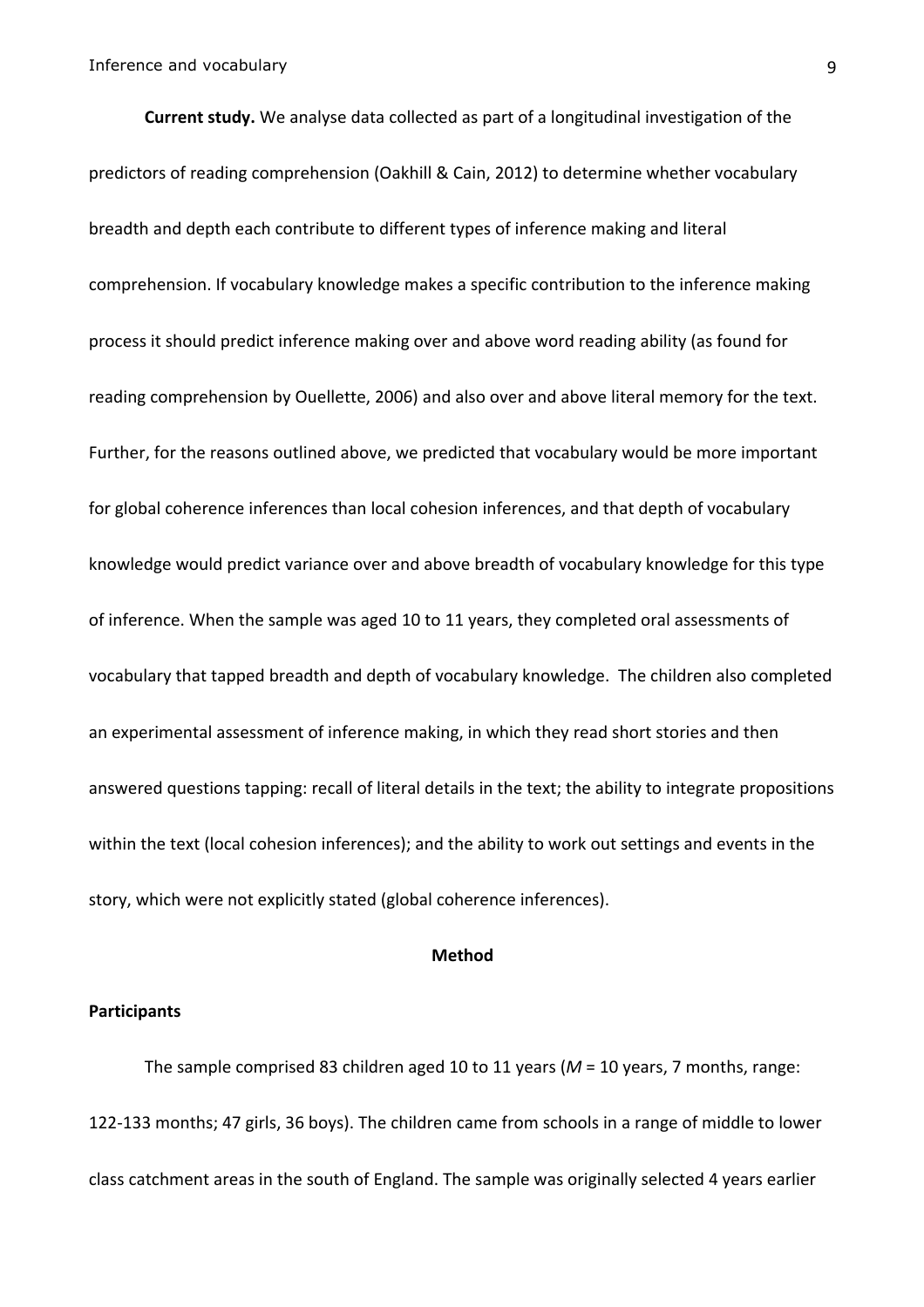**Current study.** We analyse data collected as part of a longitudinal investigation of the predictors of reading comprehension (Oakhill & Cain, 2012) to determine whether vocabulary breadth and depth each contribute to different types of inference making and literal comprehension. If vocabulary knowledge makes a specific contribution to the inference making process it should predict inference making over and above word reading ability (as found for reading comprehension by Ouellette, 2006) and also over and above literal memory for the text. Further, for the reasons outlined above, we predicted that vocabulary would be more important for global coherence inferences than local cohesion inferences, and that depth of vocabulary knowledge would predict variance over and above breadth of vocabulary knowledge for this type of inference. When the sample was aged 10 to 11 years, they completed oral assessments of vocabulary that tapped breadth and depth of vocabulary knowledge. The children also completed an experimental assessment of inference making, in which they read short stories and then answered questions tapping: recall of literal details in the text; the ability to integrate propositions within the text (local cohesion inferences); and the ability to work out settings and events in the story, which were not explicitly stated (global coherence inferences).

## Method

### Participants

The sample comprised 83 children aged 10 to 11 years (*M* = 10 years, 7 months, range: 122-133 months; 47 girls, 36 boys). The children came from schools in a range of middle to lower class catchment areas in the south of England. The sample was originally selected 4 years earlier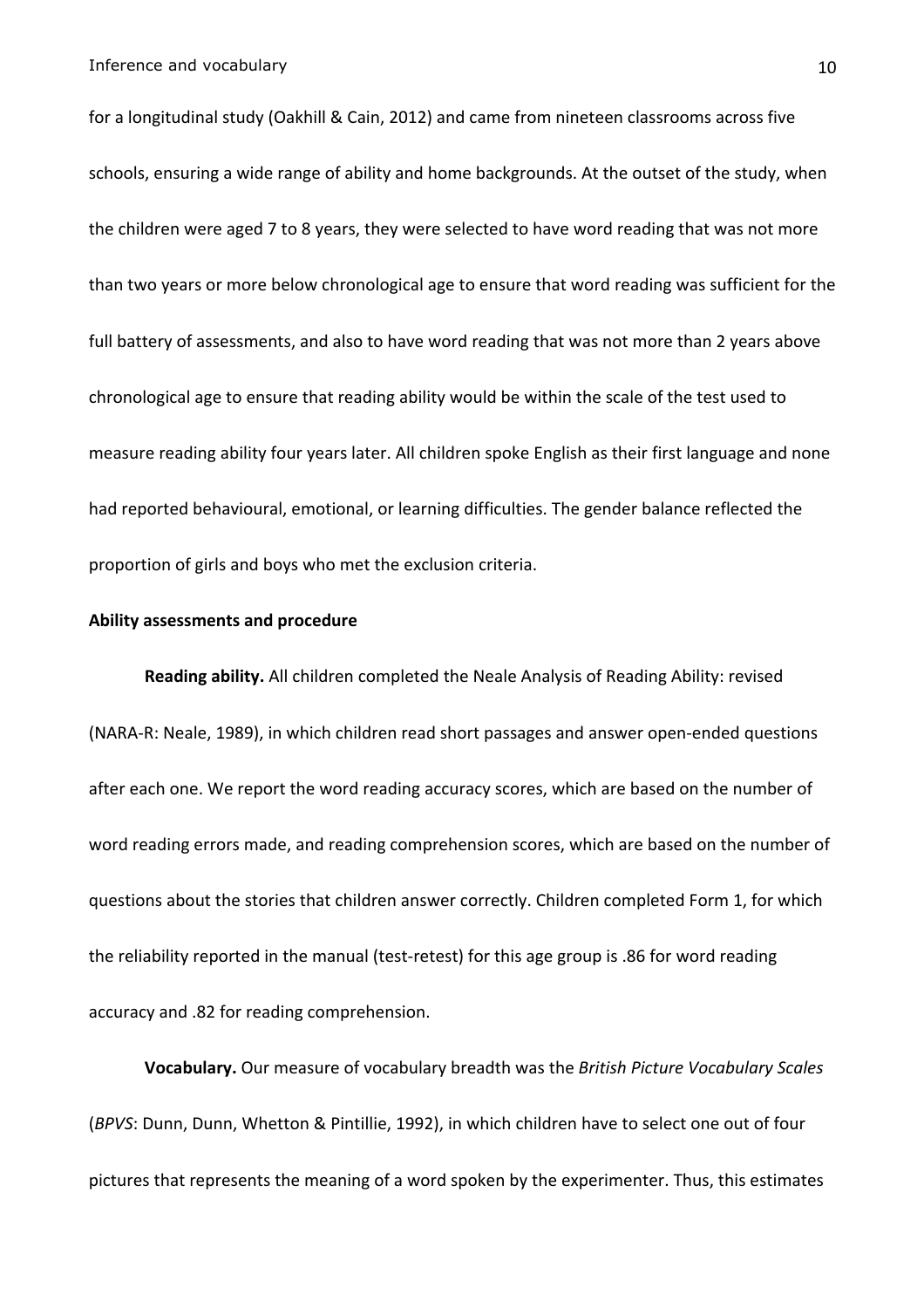for a longitudinal study (Oakhill & Cain, 2012) and came from nineteen classrooms across five schools, ensuring a wide range of ability and home backgrounds. At the outset of the study, when the children were aged 7 to 8 years, they were selected to have word reading that was not more than two years or more below chronological age to ensure that word reading was sufficient for the full battery of assessments, and also to have word reading that was not more than 2 years above chronological age to ensure that reading ability would be within the scale of the test used to measure reading ability four years later. All children spoke English as their first language and none had reported behavioural, emotional, or learning difficulties. The gender balance reflected the proportion of girls and boys who met the exclusion criteria.

## Ability assessments and procedure

**Reading ability.** All children completed the Neale Analysis of Reading Ability: revised (NARA-R: Neale, 1989), in which children read short passages and answer open-ended questions after each one. We report the word reading accuracy scores, which are based on the number of word reading errors made, and reading comprehension scores, which are based on the number of questions about the stories that children answer correctly. Children completed Form 1, for which the reliability reported in the manual (test-retest) for this age group is .86 for word reading accuracy and .82 for reading comprehension.

**Vocabulary.** Our measure of vocabulary breadth was the *British Picture Vocabulary Scales* (*BPVS*: Dunn, Dunn, Whetton & Pintillie, 1992), in which children have to select one out of four pictures that represents the meaning of a word spoken by the experimenter. Thus, this estimates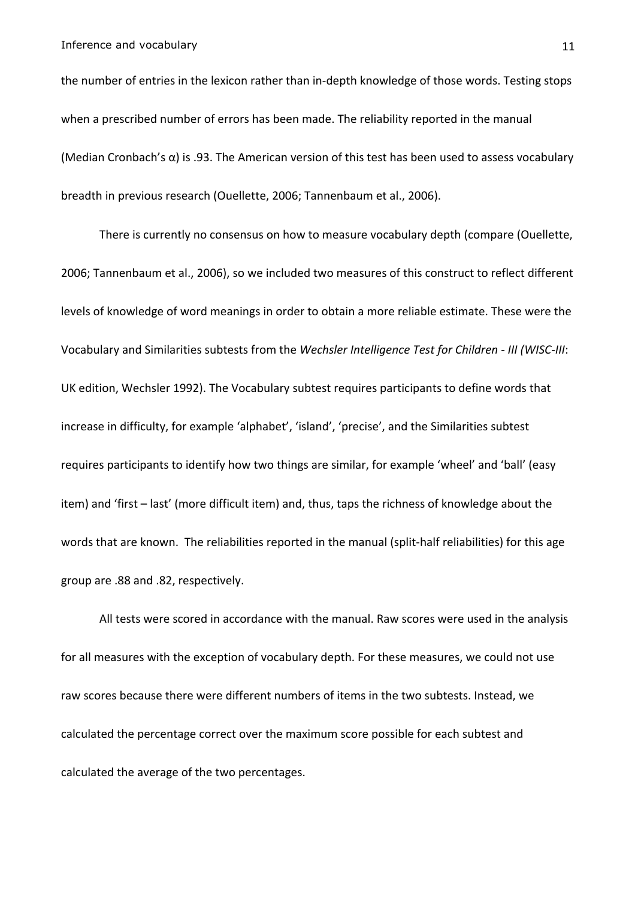the number of entries in the lexicon rather than in-depth knowledge of those words. Testing stops when a prescribed number of errors has been made. The reliability reported in the manual (Median Cronbach's α) is .93. The American version of this test has been used to assess vocabulary breadth in previous research (Ouellette, 2006; Tannenbaum et al., 2006).

There is currently no consensus on how to measure vocabulary depth (compare (Ouellette, 2006; Tannenbaum et al., 2006), so we included two measures of this construct to reflect different levels of knowledge of word meanings in order to obtain a more reliable estimate. These were the Vocabulary and Similarities subtests from the *Wechsler Intelligence Test for Children - III (WISC-III*: UK edition, Wechsler 1992). The Vocabulary subtest requires participants to define words that increase in difficulty, for example 'alphabet', 'island', 'precise', and the Similarities subtest requires participants to identify how two things are similar, for example 'wheel' and 'ball' (easy item) and 'first – last' (more difficult item) and, thus, taps the richness of knowledge about the words that are known. The reliabilities reported in the manual (split-half reliabilities) for this age group are .88 and .82, respectively.

All tests were scored in accordance with the manual. Raw scores were used in the analysis for all measures with the exception of vocabulary depth. For these measures, we could not use raw scores because there were different numbers of items in the two subtests. Instead, we calculated the percentage correct over the maximum score possible for each subtest and calculated the average of the two percentages.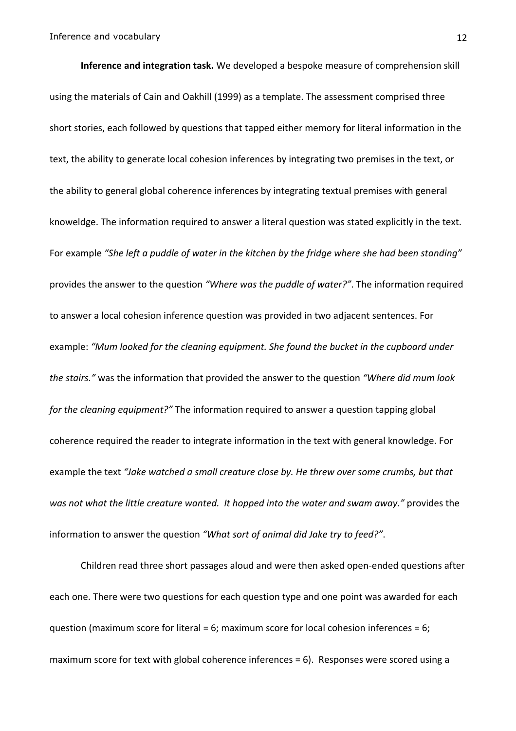**Inference and integration task.** We developed a bespoke measure of comprehension skill using the materials of Cain and Oakhill (1999) as a template. The assessment comprised three short stories, each followed by questions that tapped either memory for literal information in the text, the ability to generate local cohesion inferences by integrating two premises in the text, or the ability to general global coherence inferences by integrating textual premises with general knoweldge. The information required to answer a literal question was stated explicitly in the text. For example *"She left a puddle of water in the kitchen by the fridge where she had been standing"* provides the answer to the question *"Where was the puddle of water?"*. The information required to answer a local cohesion inference question was provided in two adjacent sentences. For example: *"Mum looked for the cleaning equipment. She found the bucket in the cupboard under the stairs."* was the information that provided the answer to the question *"Where did mum look for the cleaning equipment?"* The information required to answer a question tapping global coherence required the reader to integrate information in the text with general knowledge. For example the text *"Jake watched a small creature close by. He threw over some crumbs, but that was not what the little creature wanted. It hopped into the water and swam away."* provides the information to answer the question *"What sort of animal did Jake try to feed?"*.

Children read three short passages aloud and were then asked open-ended questions after each one. There were two questions for each question type and one point was awarded for each question (maximum score for literal = 6; maximum score for local cohesion inferences = 6; maximum score for text with global coherence inferences = 6). Responses were scored using a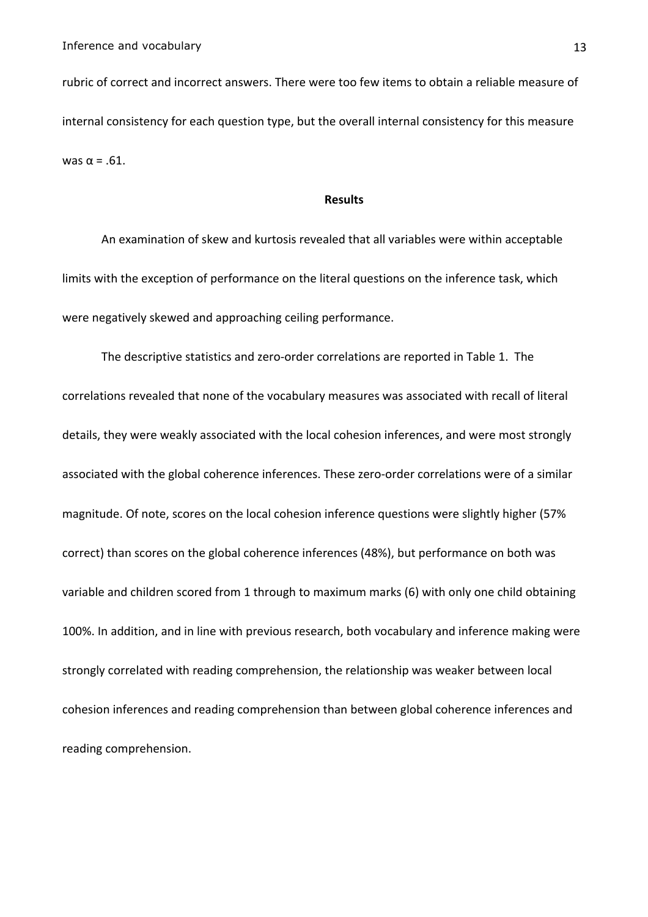rubric of correct and incorrect answers. There were too few items to obtain a reliable measure of internal consistency for each question type, but the overall internal consistency for this measure was $\alpha = .61$.

## Results

An examination of skew and kurtosis revealed that all variables were within acceptable limits with the exception of performance on the literal questions on the inference task, which were negatively skewed and approaching ceiling performance.

The descriptive statistics and zero-order correlations are reported in Table 1. The correlations revealed that none of the vocabulary measures was associated with recall of literal details, they were weakly associated with the local cohesion inferences, and were most strongly associated with the global coherence inferences. These zero-order correlations were of a similar magnitude. Of note, scores on the local cohesion inference questions were slightly higher (57% correct) than scores on the global coherence inferences (48%), but performance on both was variable and children scored from 1 through to maximum marks (6) with only one child obtaining 100%. In addition, and in line with previous research, both vocabulary and inference making were strongly correlated with reading comprehension, the relationship was weaker between local cohesion inferences and reading comprehension than between global coherence inferences and reading comprehension.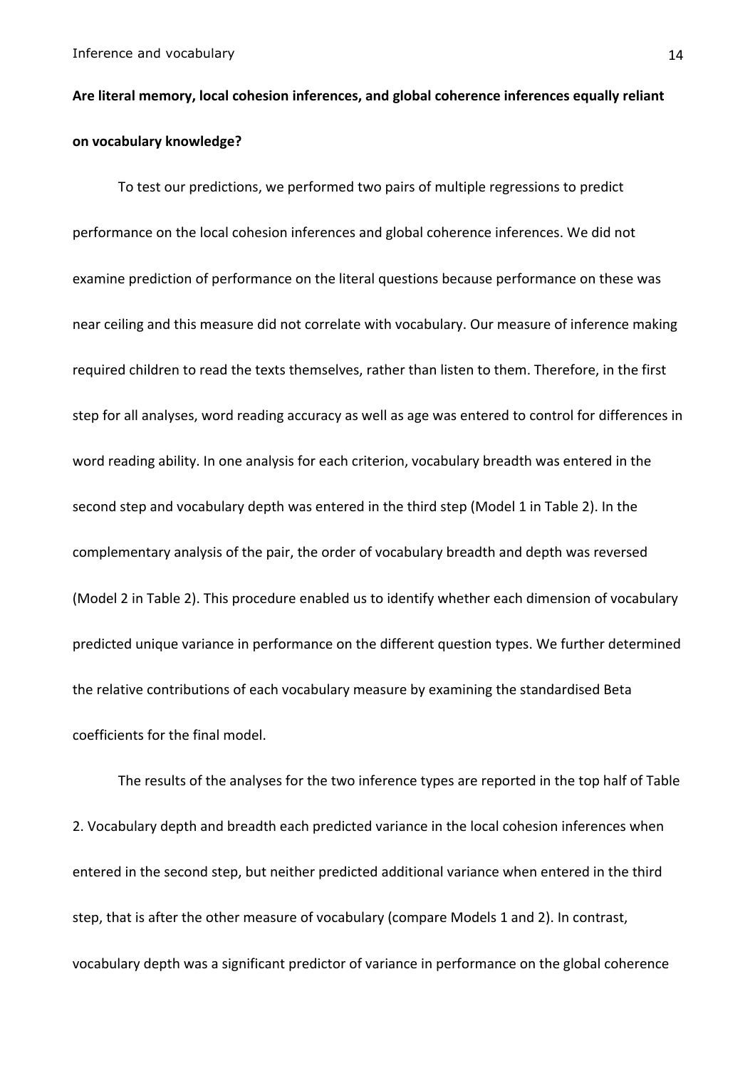**Are literal memory, local cohesion inferences, and global coherence inferences equally reliant on vocabulary knowledge?**

To test our predictions, we performed two pairs of multiple regressions to predict performance on the local cohesion inferences and global coherence inferences. We did not examine prediction of performance on the literal questions because performance on these was near ceiling and this measure did not correlate with vocabulary. Our measure of inference making required children to read the texts themselves, rather than listen to them. Therefore, in the first step for all analyses, word reading accuracy as well as age was entered to control for differences in word reading ability. In one analysis for each criterion, vocabulary breadth was entered in the second step and vocabulary depth was entered in the third step (Model 1 in Table 2). In the complementary analysis of the pair, the order of vocabulary breadth and depth was reversed (Model 2 in Table 2). This procedure enabled us to identify whether each dimension of vocabulary predicted unique variance in performance on the different question types. We further determined the relative contributions of each vocabulary measure by examining the standardised Beta coefficients for the final model.

The results of the analyses for the two inference types are reported in the top half of Table 2. Vocabulary depth and breadth each predicted variance in the local cohesion inferences when entered in the second step, but neither predicted additional variance when entered in the third step, that is after the other measure of vocabulary (compare Models 1 and 2). In contrast, vocabulary depth was a significant predictor of variance in performance on the global coherence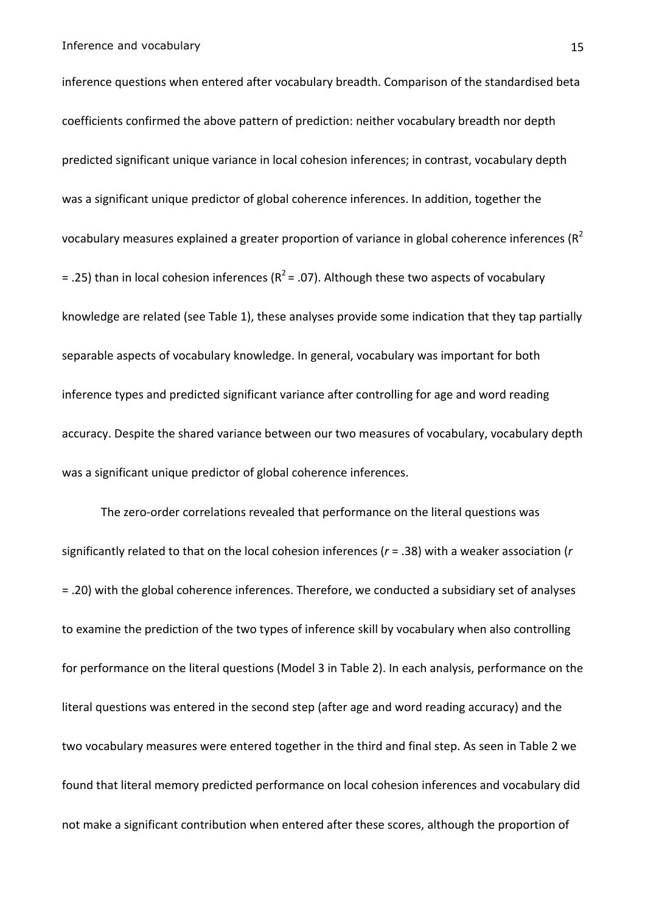inference questions when entered after vocabulary breadth. Comparison of the standardised beta coefficients confirmed the above pattern of prediction: neither vocabulary breadth nor depth predicted significant unique variance in local cohesion inferences; in contrast, vocabulary depth was a significant unique predictor of global coherence inferences. In addition, together the vocabulary measures explained a greater proportion of variance in global coherence inferences ($R^2$ = .25) than in local cohesion inferences ($R^2$ = .07). Although these two aspects of vocabulary knowledge are related (see Table 1), these analyses provide some indication that they tap partially separable aspects of vocabulary knowledge. In general, vocabulary was important for both inference types and predicted significant variance after controlling for age and word reading accuracy. Despite the shared variance between our two measures of vocabulary, vocabulary depth was a significant unique predictor of global coherence inferences.

The zero-order correlations revealed that performance on the literal questions was significantly related to that on the local cohesion inferences ($r$ = .38) with a weaker association ($r$ = .20) with the global coherence inferences. Therefore, we conducted a subsidiary set of analyses to examine the prediction of the two types of inference skill by vocabulary when also controlling for performance on the literal questions (Model 3 in Table 2). In each analysis, performance on the literal questions was entered in the second step (after age and word reading accuracy) and the two vocabulary measures were entered together in the third and final step. As seen in Table 2 we found that literal memory predicted performance on local cohesion inferences and vocabulary did not make a significant contribution when entered after these scores, although the proportion of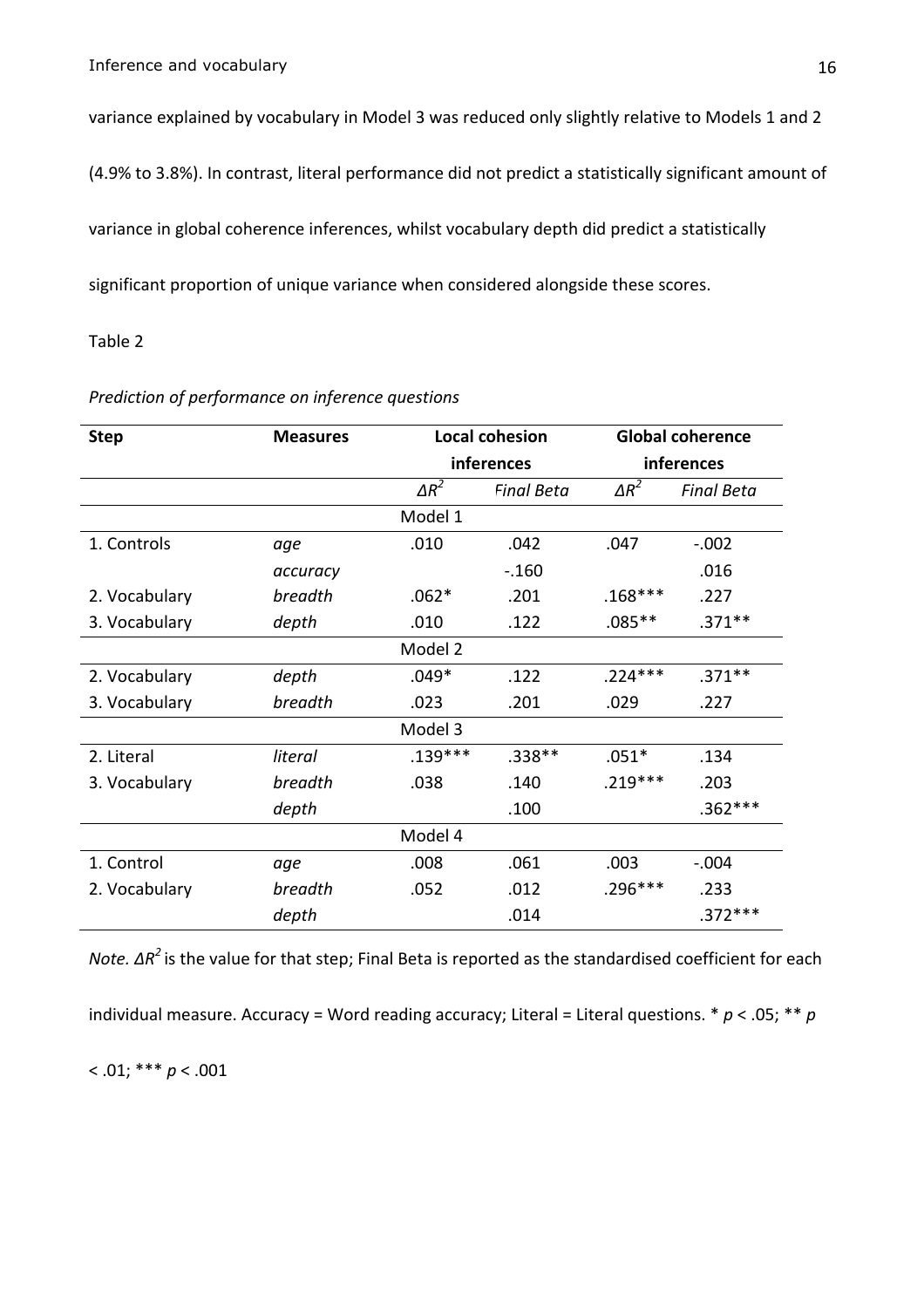variance explained by vocabulary in Model 3 was reduced only slightly relative to Models 1 and 2 (4.9% to 3.8%). In contrast, literal performance did not predict a statistically significant amount of variance in global coherence inferences, whilst vocabulary depth did predict a statistically significant proportion of unique variance when considered alongside these scores.

Table 2

*Prediction of performance on inference questions*

| Step | Measures | Local cohesion inferences | | Global coherence inferences | |
|---|---|---|---|---|---|
| | | $\Delta R^2$ | *Final Beta* | $\Delta R^2$ | *Final Beta* |
| | | Model 1 | | | |
| 1. Controls | *age* | .010 | .042 | .047 | -.002 |
| | *accuracy* | | -.160 | | .016 |
| 2. Vocabulary | *breadth* | .062* | .201 | .168*** | .227 |
| 3. Vocabulary | *depth* | .010 | .122 | .085** | .371** |
| | | Model 2 | | | |
| 2. Vocabulary | *depth* | .049* | .122 | .224*** | .371** |
| 3. Vocabulary | *breadth* | .023 | .201 | .029 | .227 |
| | | Model 3 | | | |
| 2. Literal | *literal* | .139*** | .338** | .051* | .134 |
| 3. Vocabulary | *breadth* | .038 | .140 | .219*** | .203 |
| | *depth* | | .100 | | .362*** |
| | | Model 4 | | | |
| 1. Control | *age* | .008 | .061 | .003 | -.004 |
| 2. Vocabulary | *breadth* | .052 | .012 | .296*** | .233 |
| | *depth* | | .014 | | .372*** |

*Note.* $\Delta R^2$ is the value for that step; Final Beta is reported as the standardised coefficient for each individual measure. Accuracy = Word reading accuracy; Literal = Literal questions. * $p < .05$; ** $p < .01$; *** $p < .001$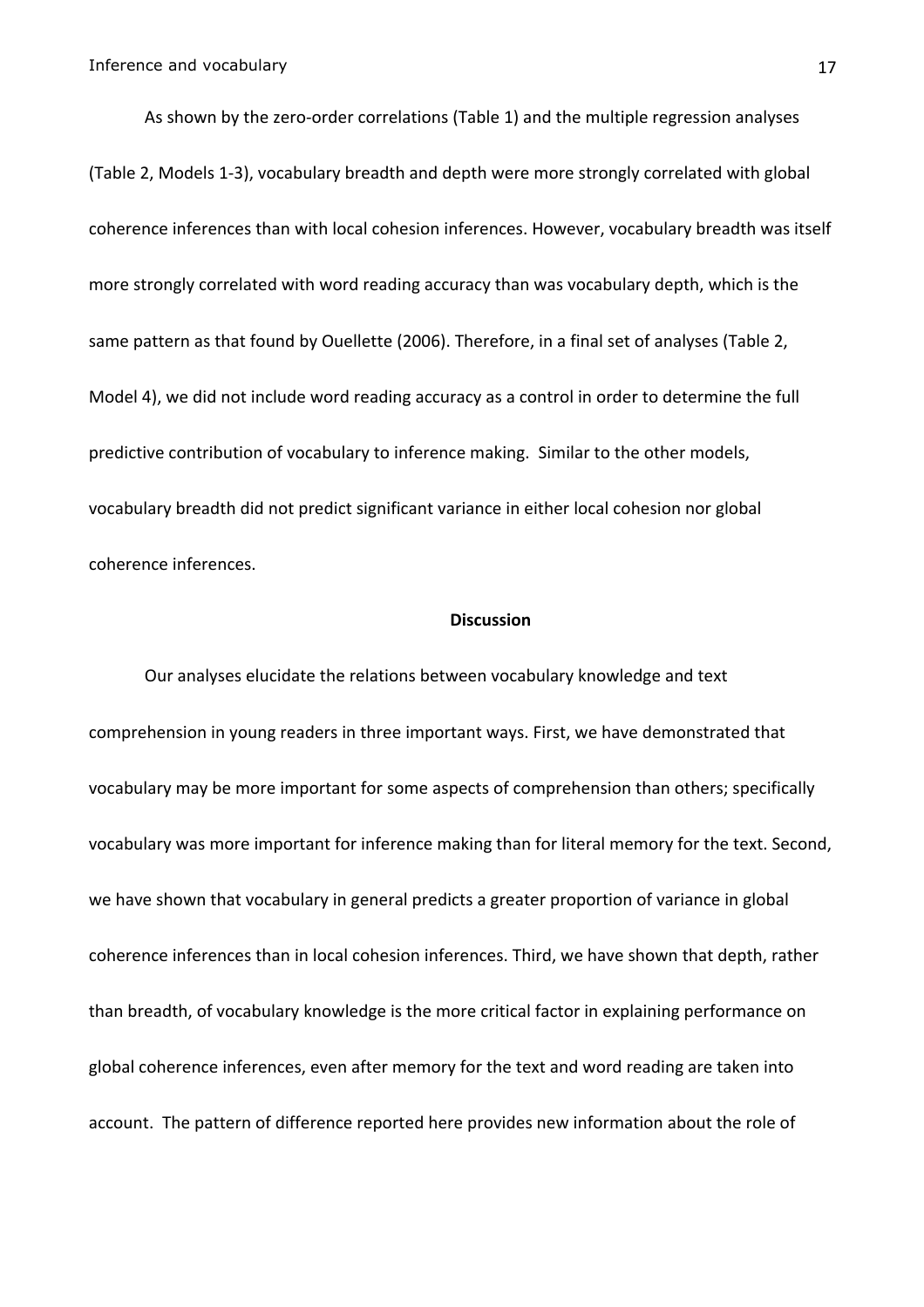As shown by the zero-order correlations (Table 1) and the multiple regression analyses (Table 2, Models 1-3), vocabulary breadth and depth were more strongly correlated with global coherence inferences than with local cohesion inferences. However, vocabulary breadth was itself more strongly correlated with word reading accuracy than was vocabulary depth, which is the same pattern as that found by Ouellette (2006). Therefore, in a final set of analyses (Table 2, Model 4), we did not include word reading accuracy as a control in order to determine the full predictive contribution of vocabulary to inference making. Similar to the other models, vocabulary breadth did not predict significant variance in either local cohesion nor global coherence inferences.

## Discussion

Our analyses elucidate the relations between vocabulary knowledge and text comprehension in young readers in three important ways. First, we have demonstrated that vocabulary may be more important for some aspects of comprehension than others; specifically vocabulary was more important for inference making than for literal memory for the text. Second, we have shown that vocabulary in general predicts a greater proportion of variance in global coherence inferences than in local cohesion inferences. Third, we have shown that depth, rather than breadth, of vocabulary knowledge is the more critical factor in explaining performance on global coherence inferences, even after memory for the text and word reading are taken into account. The pattern of difference reported here provides new information about the role of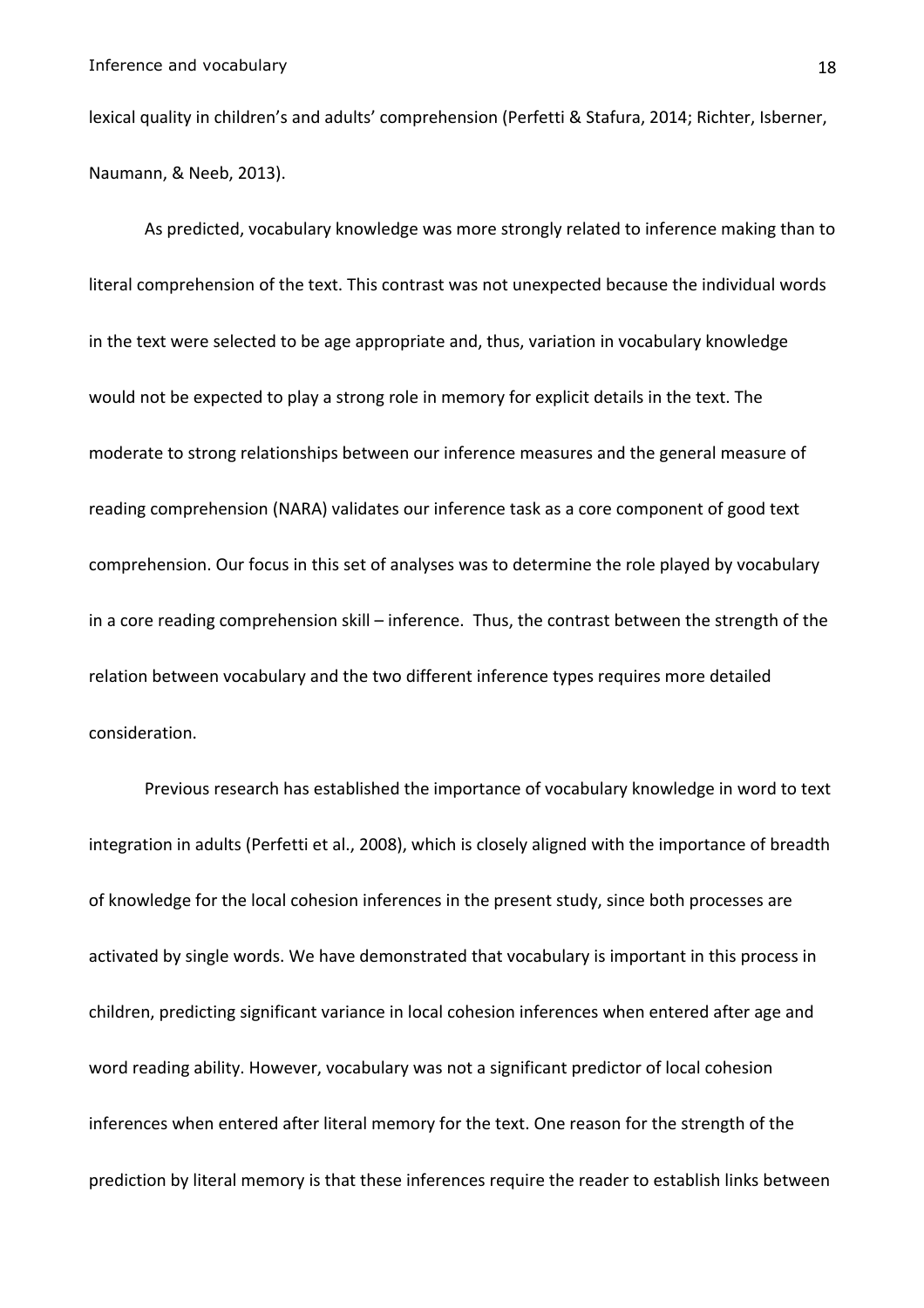lexical quality in children's and adults' comprehension (Perfetti & Stafura, 2014; Richter, Isberner, Naumann, & Neeb, 2013).

As predicted, vocabulary knowledge was more strongly related to inference making than to literal comprehension of the text. This contrast was not unexpected because the individual words in the text were selected to be age appropriate and, thus, variation in vocabulary knowledge would not be expected to play a strong role in memory for explicit details in the text. The moderate to strong relationships between our inference measures and the general measure of reading comprehension (NARA) validates our inference task as a core component of good text comprehension. Our focus in this set of analyses was to determine the role played by vocabulary in a core reading comprehension skill – inference. Thus, the contrast between the strength of the relation between vocabulary and the two different inference types requires more detailed consideration.

Previous research has established the importance of vocabulary knowledge in word to text integration in adults (Perfetti et al., 2008), which is closely aligned with the importance of breadth of knowledge for the local cohesion inferences in the present study, since both processes are activated by single words. We have demonstrated that vocabulary is important in this process in children, predicting significant variance in local cohesion inferences when entered after age and word reading ability. However, vocabulary was not a significant predictor of local cohesion inferences when entered after literal memory for the text. One reason for the strength of the prediction by literal memory is that these inferences require the reader to establish links between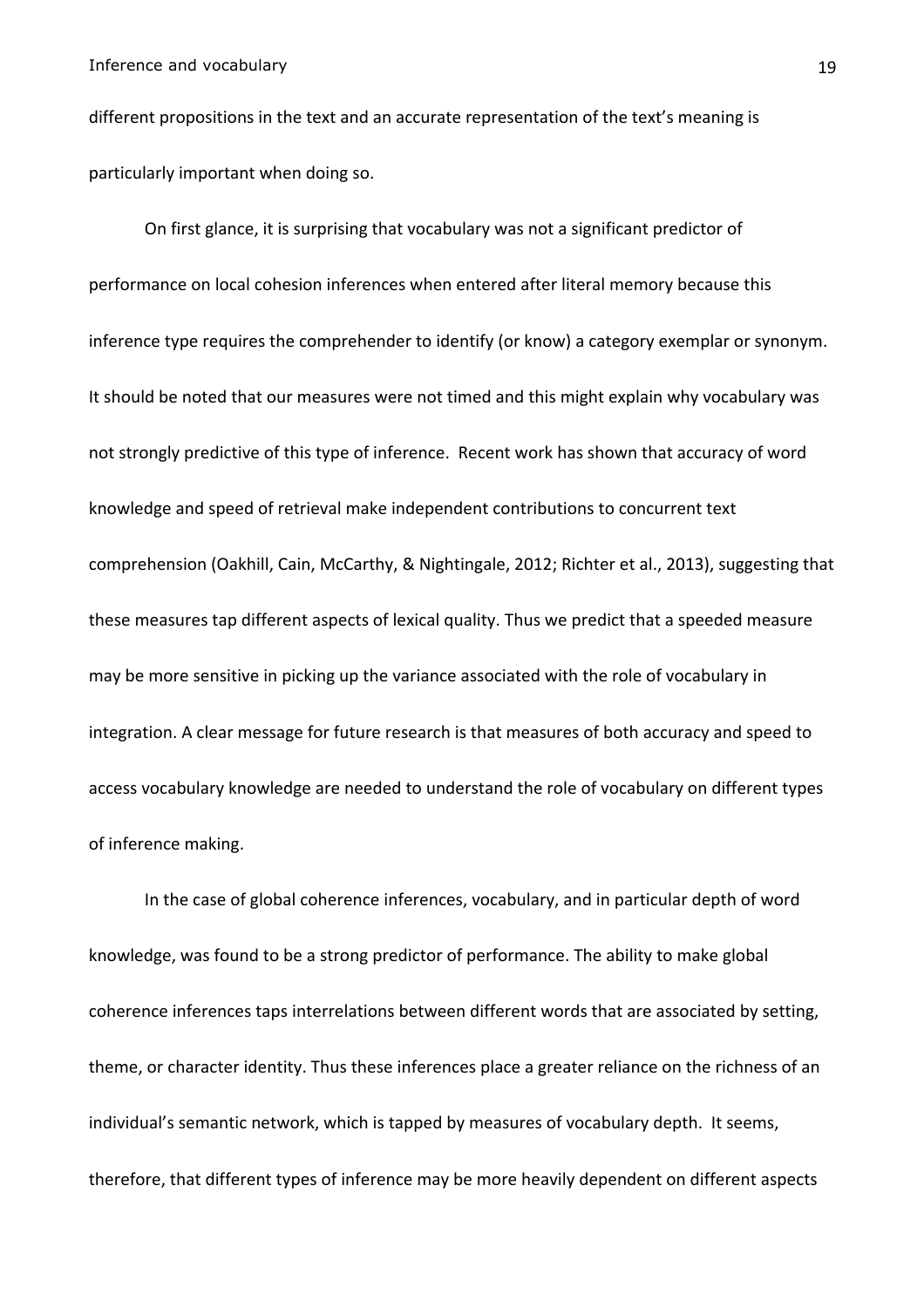different propositions in the text and an accurate representation of the text's meaning is particularly important when doing so.

On first glance, it is surprising that vocabulary was not a significant predictor of performance on local cohesion inferences when entered after literal memory because this inference type requires the comprehender to identify (or know) a category exemplar or synonym. It should be noted that our measures were not timed and this might explain why vocabulary was not strongly predictive of this type of inference. Recent work has shown that accuracy of word knowledge and speed of retrieval make independent contributions to concurrent text comprehension (Oakhill, Cain, McCarthy, & Nightingale, 2012; Richter et al., 2013), suggesting that these measures tap different aspects of lexical quality. Thus we predict that a speeded measure may be more sensitive in picking up the variance associated with the role of vocabulary in integration. A clear message for future research is that measures of both accuracy and speed to access vocabulary knowledge are needed to understand the role of vocabulary on different types of inference making.

In the case of global coherence inferences, vocabulary, and in particular depth of word knowledge, was found to be a strong predictor of performance. The ability to make global coherence inferences taps interrelations between different words that are associated by setting, theme, or character identity. Thus these inferences place a greater reliance on the richness of an individual's semantic network, which is tapped by measures of vocabulary depth. It seems, therefore, that different types of inference may be more heavily dependent on different aspects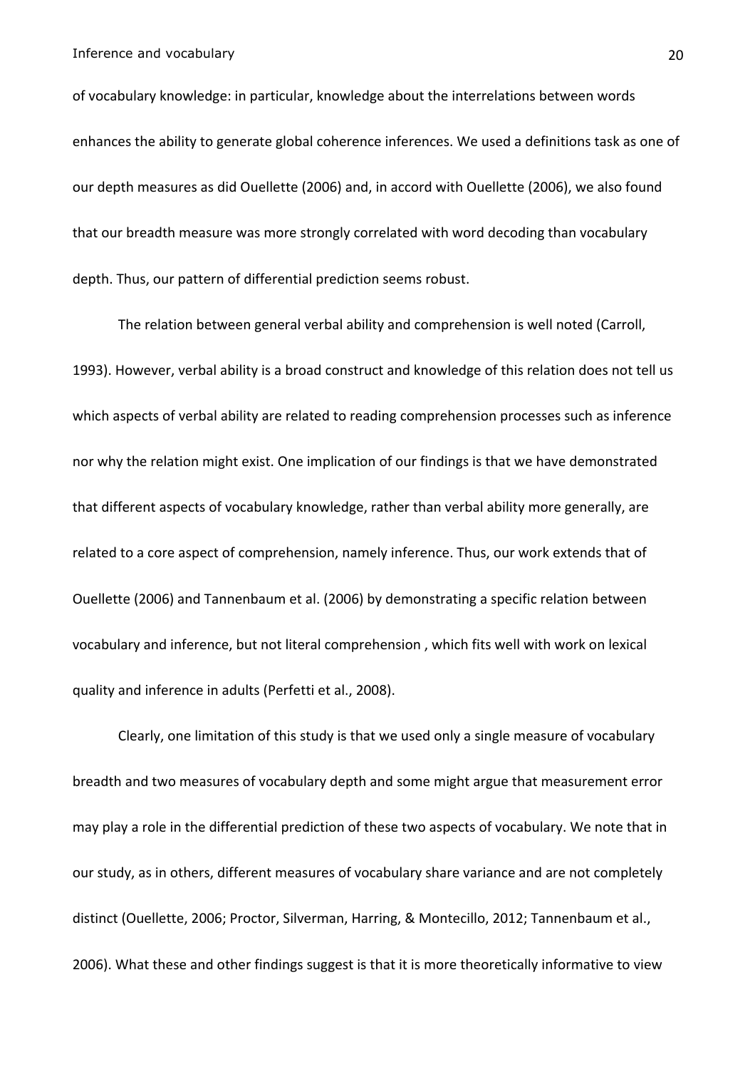of vocabulary knowledge: in particular, knowledge about the interrelations between words enhances the ability to generate global coherence inferences. We used a definitions task as one of our depth measures as did Ouellette (2006) and, in accord with Ouellette (2006), we also found that our breadth measure was more strongly correlated with word decoding than vocabulary depth. Thus, our pattern of differential prediction seems robust.

The relation between general verbal ability and comprehension is well noted (Carroll, 1993). However, verbal ability is a broad construct and knowledge of this relation does not tell us which aspects of verbal ability are related to reading comprehension processes such as inference nor why the relation might exist. One implication of our findings is that we have demonstrated that different aspects of vocabulary knowledge, rather than verbal ability more generally, are related to a core aspect of comprehension, namely inference. Thus, our work extends that of Ouellette (2006) and Tannenbaum et al. (2006) by demonstrating a specific relation between vocabulary and inference, but not literal comprehension , which fits well with work on lexical quality and inference in adults (Perfetti et al., 2008).

Clearly, one limitation of this study is that we used only a single measure of vocabulary breadth and two measures of vocabulary depth and some might argue that measurement error may play a role in the differential prediction of these two aspects of vocabulary. We note that in our study, as in others, different measures of vocabulary share variance and are not completely distinct (Ouellette, 2006; Proctor, Silverman, Harring, & Montecillo, 2012; Tannenbaum et al., 2006). What these and other findings suggest is that it is more theoretically informative to view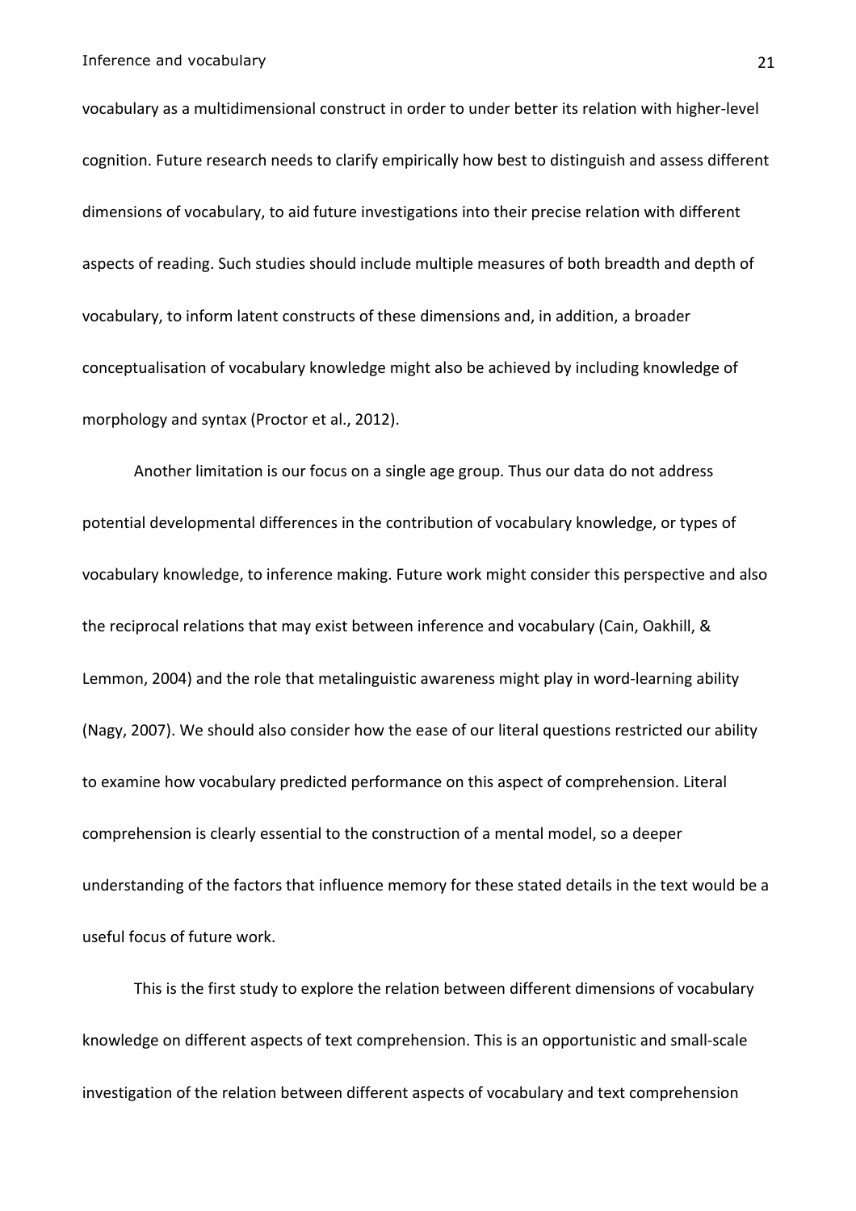vocabulary as a multidimensional construct in order to under better its relation with higher-level cognition. Future research needs to clarify empirically how best to distinguish and assess different dimensions of vocabulary, to aid future investigations into their precise relation with different aspects of reading. Such studies should include multiple measures of both breadth and depth of vocabulary, to inform latent constructs of these dimensions and, in addition, a broader conceptualisation of vocabulary knowledge might also be achieved by including knowledge of morphology and syntax (Proctor et al., 2012).

Another limitation is our focus on a single age group. Thus our data do not address potential developmental differences in the contribution of vocabulary knowledge, or types of vocabulary knowledge, to inference making. Future work might consider this perspective and also the reciprocal relations that may exist between inference and vocabulary (Cain, Oakhill, & Lemmon, 2004) and the role that metalinguistic awareness might play in word-learning ability (Nagy, 2007). We should also consider how the ease of our literal questions restricted our ability to examine how vocabulary predicted performance on this aspect of comprehension. Literal comprehension is clearly essential to the construction of a mental model, so a deeper understanding of the factors that influence memory for these stated details in the text would be a useful focus of future work.

This is the first study to explore the relation between different dimensions of vocabulary knowledge on different aspects of text comprehension. This is an opportunistic and small-scale investigation of the relation between different aspects of vocabulary and text comprehension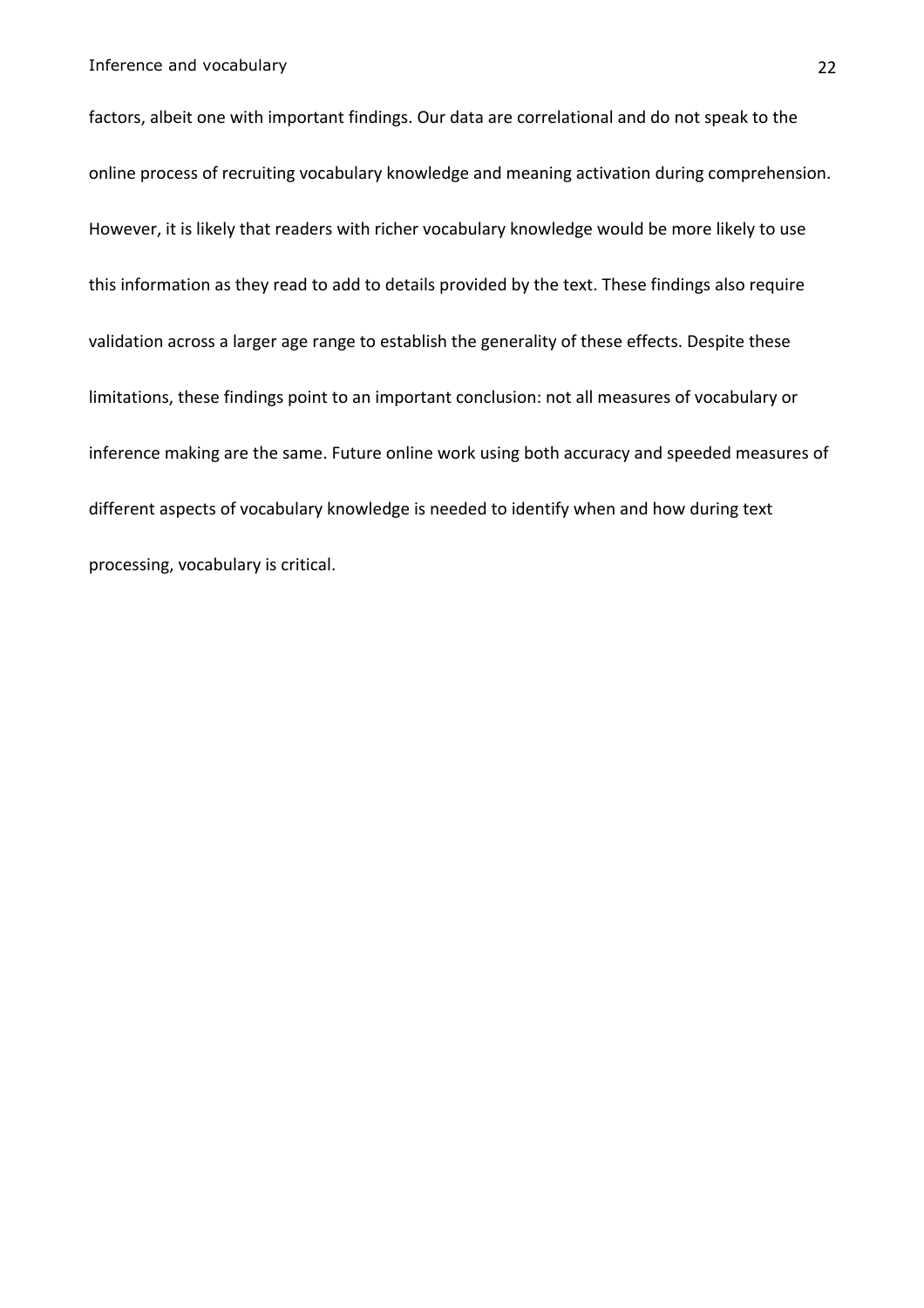factors, albeit one with important findings. Our data are correlational and do not speak to the online process of recruiting vocabulary knowledge and meaning activation during comprehension. However, it is likely that readers with richer vocabulary knowledge would be more likely to use this information as they read to add to details provided by the text. These findings also require validation across a larger age range to establish the generality of these effects. Despite these limitations, these findings point to an important conclusion: not all measures of vocabulary or inference making are the same. Future online work using both accuracy and speeded measures of different aspects of vocabulary knowledge is needed to identify when and how during text processing, vocabulary is critical.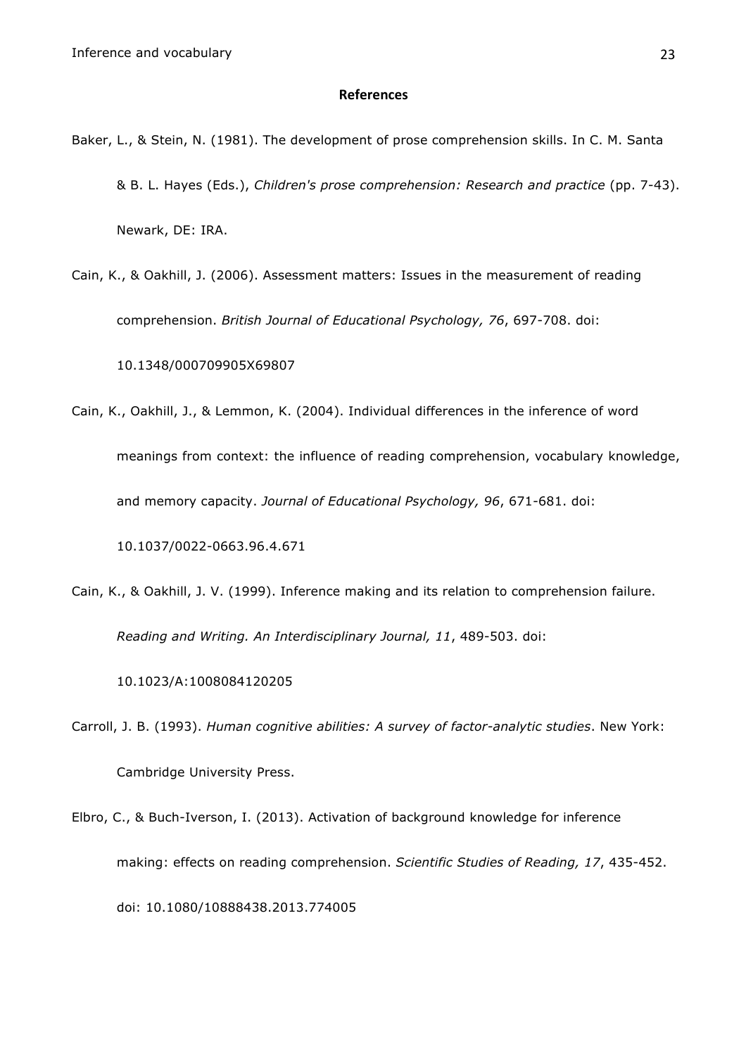## References

Baker, L., & Stein, N. (1981). The development of prose comprehension skills. In C. M. Santa & B. L. Hayes (Eds.), *Children's prose comprehension: Research and practice* (pp. 7-43). Newark, DE: IRA.

Cain, K., & Oakhill, J. (2006). Assessment matters: Issues in the measurement of reading comprehension. *British Journal of Educational Psychology, 76*, 697-708. doi: 10.1348/000709905X69807

Cain, K., Oakhill, J., & Lemmon, K. (2004). Individual differences in the inference of word meanings from context: the influence of reading comprehension, vocabulary knowledge, and memory capacity. *Journal of Educational Psychology, 96*, 671-681. doi: 10.1037/0022-0663.96.4.671

Cain, K., & Oakhill, J. V. (1999). Inference making and its relation to comprehension failure. *Reading and Writing. An Interdisciplinary Journal, 11*, 489-503. doi: 10.1023/A:1008084120205

Carroll, J. B. (1993). *Human cognitive abilities: A survey of factor-analytic studies*. New York: Cambridge University Press.

Elbro, C., & Buch-Iverson, I. (2013). Activation of background knowledge for inference making: effects on reading comprehension. *Scientific Studies of Reading, 17*, 435-452. doi: 10.1080/10888438.2013.774005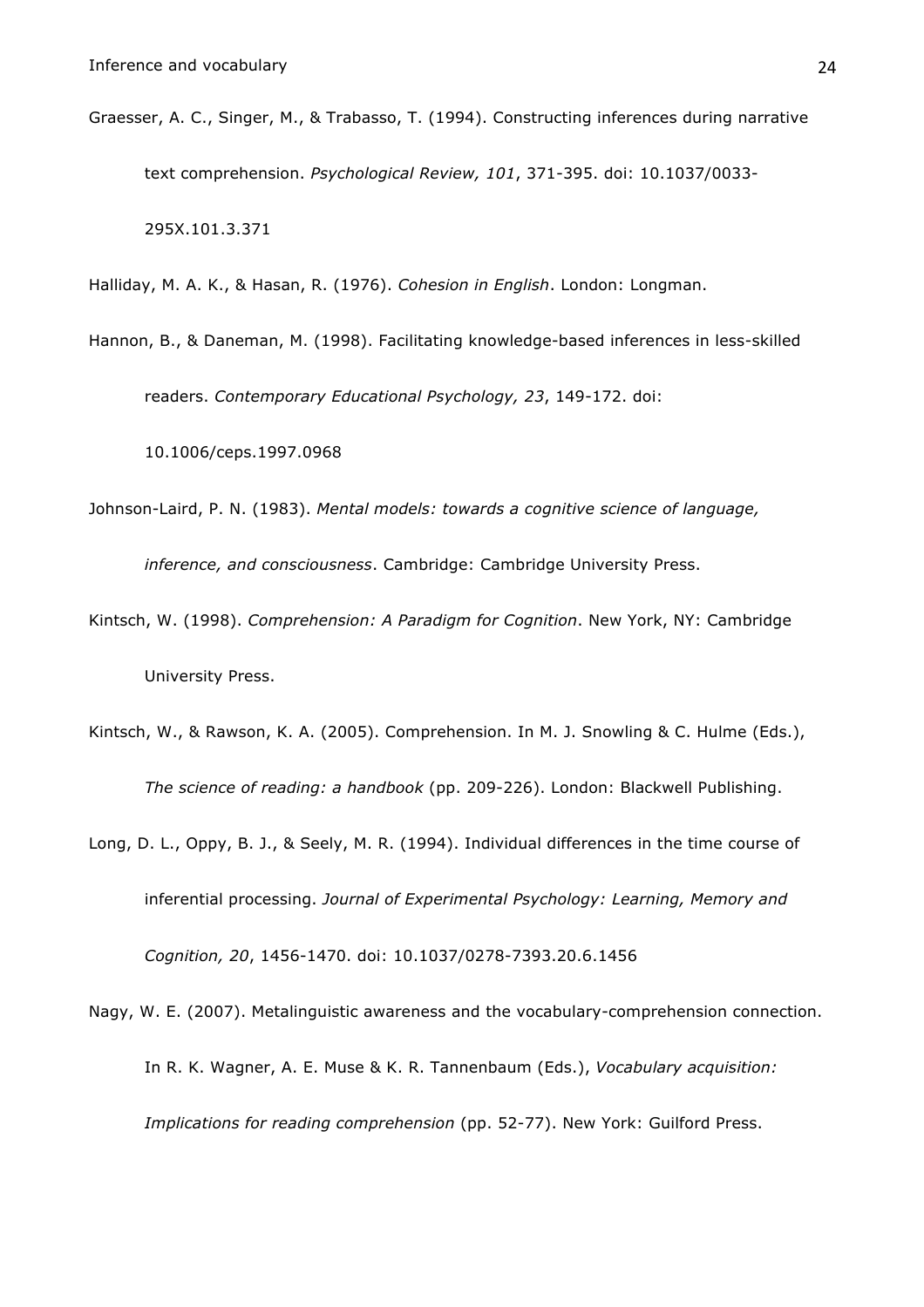Graesser, A. C., Singer, M., & Trabasso, T. (1994). Constructing inferences during narrative text comprehension. *Psychological Review, 101*, 371-395. doi: 10.1037/0033-295X.101.3.371

Halliday, M. A. K., & Hasan, R. (1976). *Cohesion in English*. London: Longman.

Hannon, B., & Daneman, M. (1998). Facilitating knowledge-based inferences in less-skilled readers. *Contemporary Educational Psychology, 23*, 149-172. doi: 10.1006/ceps.1997.0968

Johnson-Laird, P. N. (1983). *Mental models: towards a cognitive science of language, inference, and consciousness*. Cambridge: Cambridge University Press.

Kintsch, W. (1998). *Comprehension: A Paradigm for Cognition*. New York, NY: Cambridge University Press.

Kintsch, W., & Rawson, K. A. (2005). Comprehension. In M. J. Snowling & C. Hulme (Eds.), *The science of reading: a handbook* (pp. 209-226). London: Blackwell Publishing.

Long, D. L., Oppy, B. J., & Seely, M. R. (1994). Individual differences in the time course of inferential processing. *Journal of Experimental Psychology: Learning, Memory and Cognition, 20*, 1456-1470. doi: 10.1037/0278-7393.20.6.1456

Nagy, W. E. (2007). Metalinguistic awareness and the vocabulary-comprehension connection. In R. K. Wagner, A. E. Muse & K. R. Tannenbaum (Eds.), *Vocabulary acquisition: Implications for reading comprehension* (pp. 52-77). New York: Guilford Press.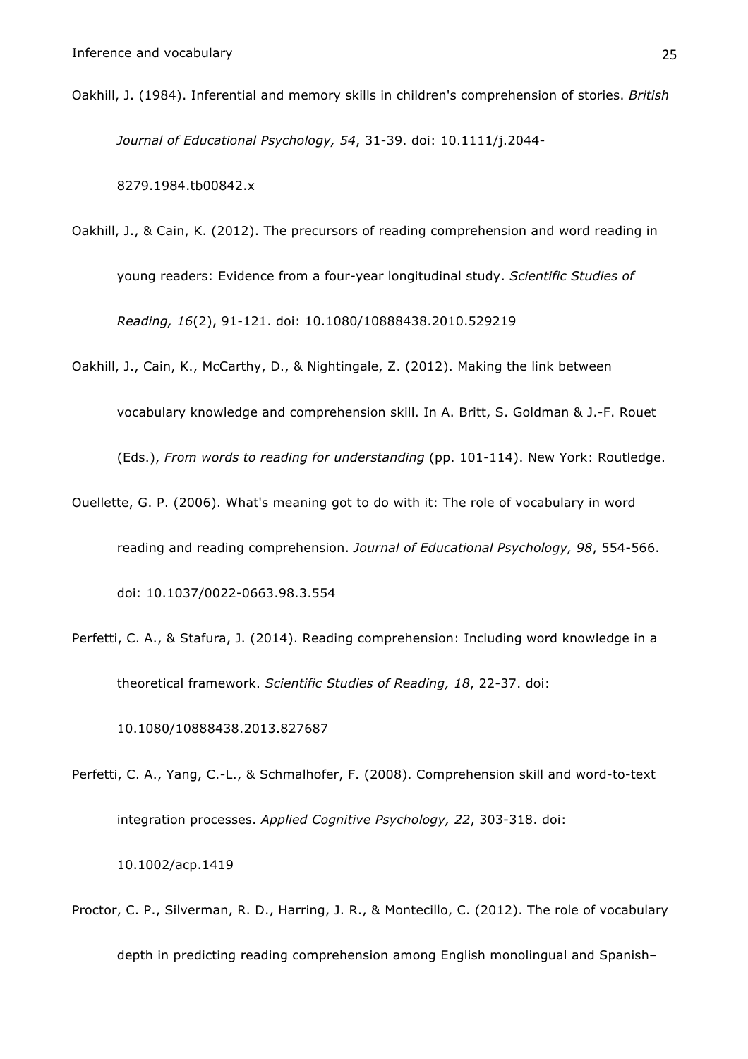Oakhill, J. (1984). Inferential and memory skills in children's comprehension of stories. *British Journal of Educational Psychology, 54*, 31-39. doi: 10.1111/j.2044-8279.1984.tb00842.x

Oakhill, J., & Cain, K. (2012). The precursors of reading comprehension and word reading in young readers: Evidence from a four-year longitudinal study. *Scientific Studies of Reading, 16*(2), 91-121. doi: 10.1080/10888438.2010.529219

Oakhill, J., Cain, K., McCarthy, D., & Nightingale, Z. (2012). Making the link between vocabulary knowledge and comprehension skill. In A. Britt, S. Goldman & J.-F. Rouet (Eds.), *From words to reading for understanding* (pp. 101-114). New York: Routledge.

Ouellette, G. P. (2006). What's meaning got to do with it: The role of vocabulary in word reading and reading comprehension. *Journal of Educational Psychology, 98*, 554-566. doi: 10.1037/0022-0663.98.3.554

Perfetti, C. A., & Stafura, J. (2014). Reading comprehension: Including word knowledge in a theoretical framework. *Scientific Studies of Reading, 18*, 22-37. doi: 10.1080/10888438.2013.827687

Perfetti, C. A., Yang, C.-L., & Schmalhofer, F. (2008). Comprehension skill and word-to-text integration processes. *Applied Cognitive Psychology, 22*, 303-318. doi: 10.1002/acp.1419

Proctor, C. P., Silverman, R. D., Harring, J. R., & Montecillo, C. (2012). The role of vocabulary depth in predicting reading comprehension among English monolingual and Spanish–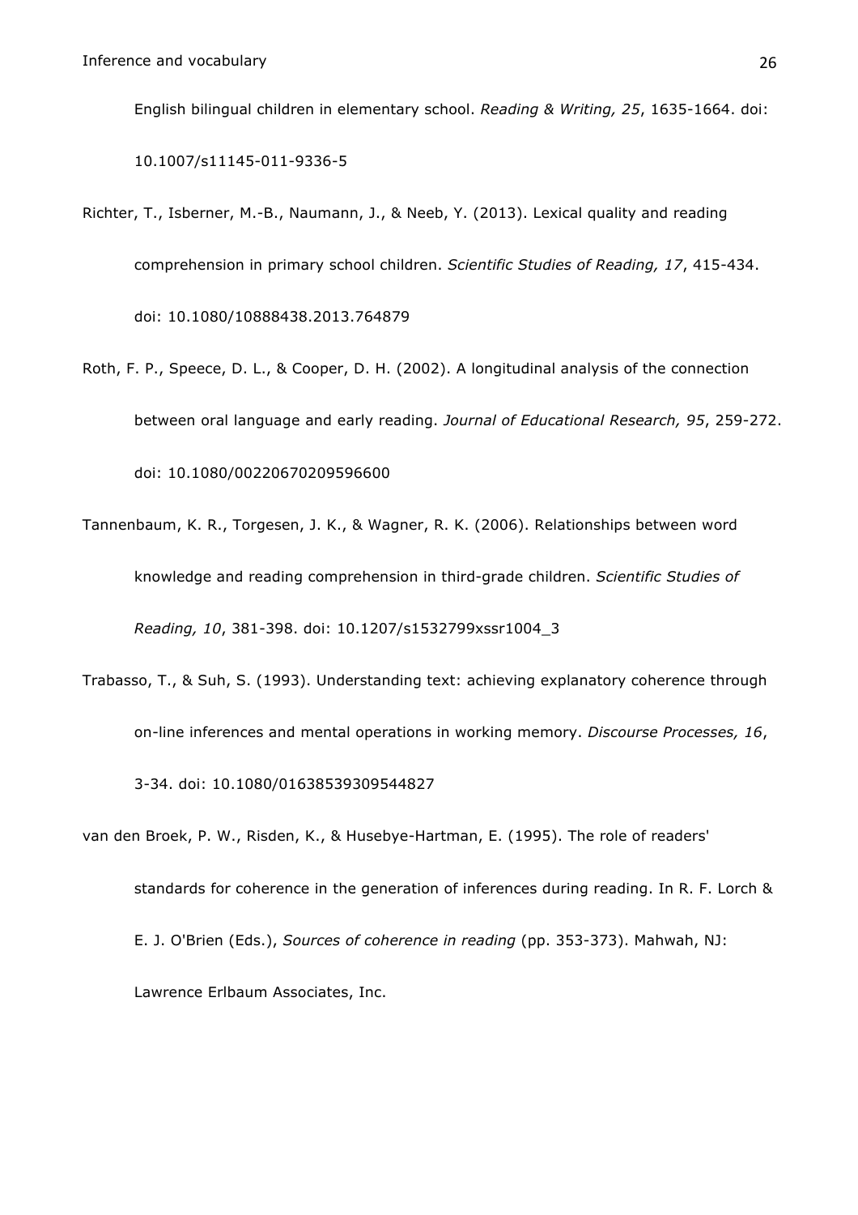English bilingual children in elementary school. *Reading & Writing, 25*, 1635-1664. doi: 10.1007/s11145-011-9336-5

Richter, T., Isberner, M.-B., Naumann, J., & Neeb, Y. (2013). Lexical quality and reading comprehension in primary school children. *Scientific Studies of Reading, 17*, 415-434. doi: 10.1080/10888438.2013.764879

Roth, F. P., Speece, D. L., & Cooper, D. H. (2002). A longitudinal analysis of the connection between oral language and early reading. *Journal of Educational Research, 95*, 259-272. doi: 10.1080/00220670209596600

Tannenbaum, K. R., Torgesen, J. K., & Wagner, R. K. (2006). Relationships between word knowledge and reading comprehension in third-grade children. *Scientific Studies of Reading, 10*, 381-398. doi: 10.1207/s1532799xssr1004_3

Trabasso, T., & Suh, S. (1993). Understanding text: achieving explanatory coherence through on-line inferences and mental operations in working memory. *Discourse Processes, 16*, 3-34. doi: 10.1080/01638539309544827

van den Broek, P. W., Risden, K., & Husebye-Hartman, E. (1995). The role of readers' standards for coherence in the generation of inferences during reading. In R. F. Lorch & E. J. O'Brien (Eds.), *Sources of coherence in reading* (pp. 353-373). Mahwah, NJ: Lawrence Erlbaum Associates, Inc.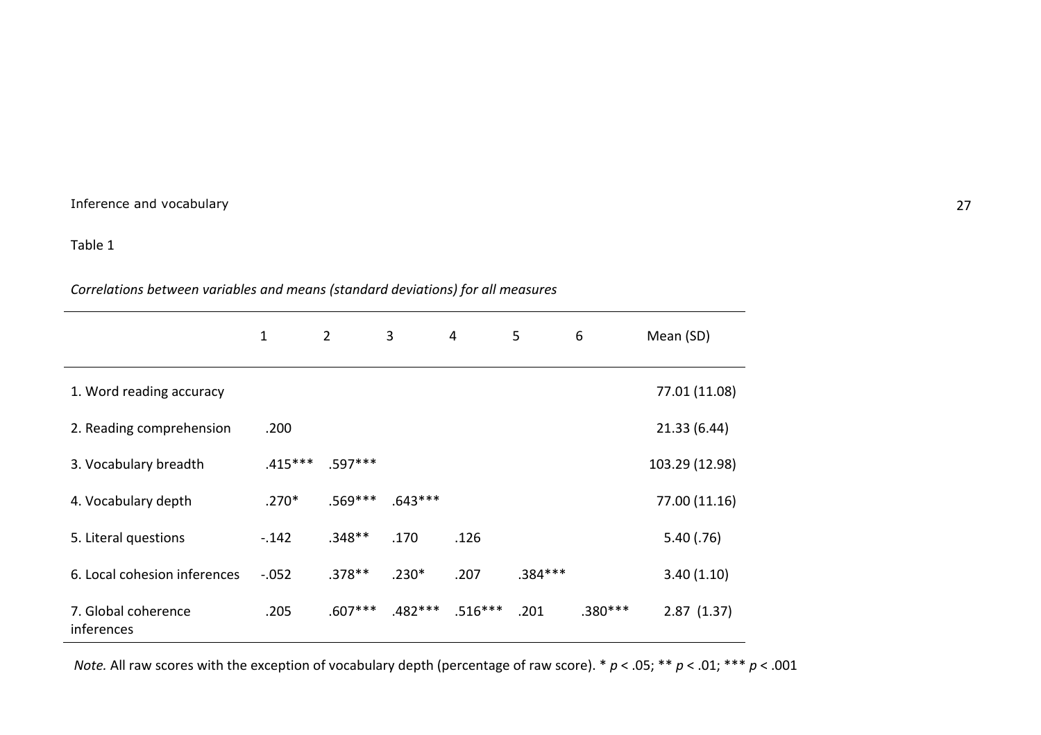Table 1

*Correlations between variables and means (standard deviations) for all measures*

| | 1 | 2 | 3 | 4 | 5 | 6 | Mean (SD) |
|---|---|---|---|---|---|---|---|
| 1. Word reading accuracy | | | | | | | 77.01 (11.08) |
| 2. Reading comprehension | .200 | | | | | | 21.33 (6.44) |
| 3. Vocabulary breadth | .415*** | .597*** | | | | | 103.29 (12.98) |
| 4. Vocabulary depth | .270* | .569*** | .643*** | | | | 77.00 (11.16) |
| 5. Literal questions | -.142 | .348** | .170 | .126 | | | 5.40 (.76) |
| 6. Local cohesion inferences | -.052 | .378** | .230* | .207 | .384*** | | 3.40 (1.10) |
| 7. Global coherence inferences | .205 | .607*** | .482*** | .516*** | .201 | .380*** | 2.87 (1.37) |

*Note.* All raw scores with the exception of vocabulary depth (percentage of raw score). * $p < .05$; ** $p < .01$; *** $p < .001$